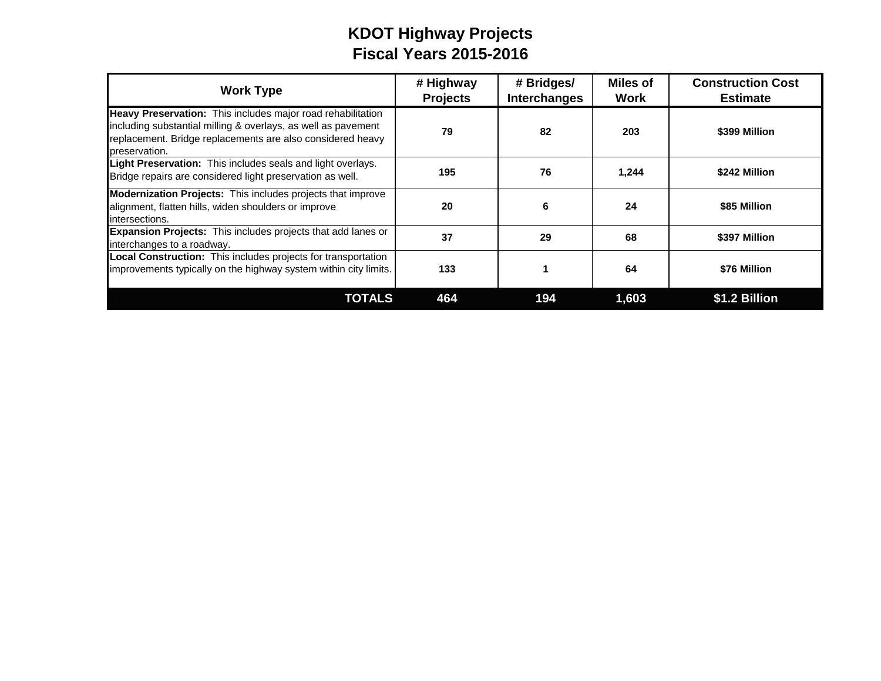# KDOT Highway Projects
# Fiscal Years 2015-2016

| Work Type | # Highway Projects | # Bridges/ Interchanges | Miles of Work | Construction Cost Estimate |
|---|---|---|---|---|
| **Heavy Preservation:** This includes major road rehabilitation including substantial milling & overlays, as well as pavement replacement. Bridge replacements are also considered heavy preservation. | **79** | **82** | **203** | **$399 Million** |
| **Light Preservation:** This includes seals and light overlays. Bridge repairs are considered light preservation as well. | **195** | **76** | **1,244** | **$242 Million** |
| **Modernization Projects:** This includes projects that improve alignment, flatten hills, widen shoulders or improve intersections. | **20** | **6** | **24** | **$85 Million** |
| **Expansion Projects:** This includes projects that add lanes or interchanges to a roadway. | **37** | **29** | **68** | **$397 Million** |
| **Local Construction:** This includes projects for transportation improvements typically on the highway system within city limits. | **133** | **1** | **64** | **$76 Million** |
| **TOTALS** | **464** | **194** | **1,603** | **$1.2 Billion** |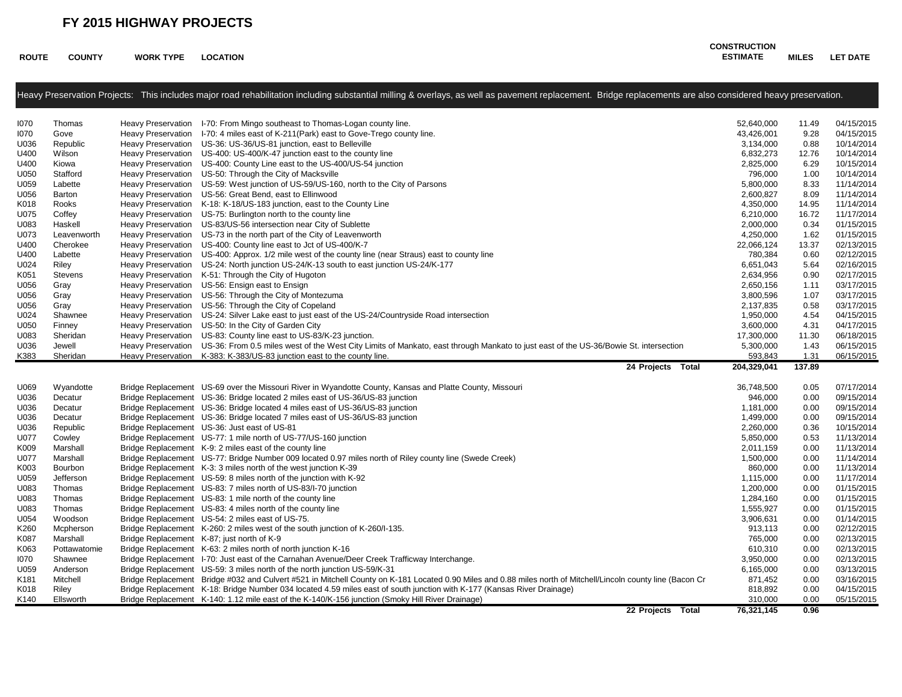# FY 2015 HIGHWAY PROJECTS

| ROUTE | COUNTY | WORK TYPE | LOCATION | CONSTRUCTION ESTIMATE | MILES | LET DATE |
|---|---|---|---|---|---|---|
| Heavy Preservation Projects: This includes major road rehabilitation including substantial milling & overlays, as well as pavement replacement. Bridge replacements are also considered heavy preservation. | | | | | | |
| I070 | Thomas | Heavy Preservation | I-70: From Mingo southeast to Thomas-Logan county line. | 52,640,000 | 11.49 | 04/15/2015 |
| I070 | Gove | Heavy Preservation | I-70: 4 miles east of K-211(Park) east to Gove-Trego county line. | 43,426,001 | 9.28 | 04/15/2015 |
| U036 | Republic | Heavy Preservation | US-36: US-36/US-81 junction, east to Belleville | 3,134,000 | 0.88 | 10/14/2014 |
| U400 | Wilson | Heavy Preservation | US-400: US-400/K-47 junction east to the county line | 6,832,273 | 12.76 | 10/14/2014 |
| U400 | Kiowa | Heavy Preservation | US-400: County Line east to the US-400/US-54 junction | 2,825,000 | 6.29 | 10/15/2014 |
| U050 | Stafford | Heavy Preservation | US-50: Through the City of Macksville | 796,000 | 1.00 | 10/14/2014 |
| U059 | Labette | Heavy Preservation | US-59: West junction of US-59/US-160, north to the City of Parsons | 5,800,000 | 8.33 | 11/14/2014 |
| U056 | Barton | Heavy Preservation | US-56: Great Bend, east to Ellinwood | 2,600,827 | 8.09 | 11/14/2014 |
| K018 | Rooks | Heavy Preservation | K-18: K-18/US-183 junction, east to the County Line | 4,350,000 | 14.95 | 11/14/2014 |
| U075 | Coffey | Heavy Preservation | US-75: Burlington north to the county line | 6,210,000 | 16.72 | 11/17/2014 |
| U083 | Haskell | Heavy Preservation | US-83/US-56 intersection near City of Sublette | 2,000,000 | 0.34 | 01/15/2015 |
| U073 | Leavenworth | Heavy Preservation | US-73 in the north part of the City of Leavenworth | 4,250,000 | 1.62 | 01/15/2015 |
| U400 | Cherokee | Heavy Preservation | US-400: County line east to Jct of US-400/K-7 | 22,066,124 | 13.37 | 02/13/2015 |
| U400 | Labette | Heavy Preservation | US-400: Approx. 1/2 mile west of the county line (near Straus) east to county line | 780,384 | 0.60 | 02/12/2015 |
| U024 | Riley | Heavy Preservation | US-24: North junction US-24/K-13 south to east junction US-24/K-177 | 6,651,043 | 5.64 | 02/16/2015 |
| K051 | Stevens | Heavy Preservation | K-51: Through the City of Hugoton | 2,634,956 | 0.90 | 02/17/2015 |
| U056 | Gray | Heavy Preservation | US-56: Ensign east to Ensign | 2,650,156 | 1.11 | 03/17/2015 |
| U056 | Gray | Heavy Preservation | US-56: Through the City of Montezuma | 3,800,596 | 1.07 | 03/17/2015 |
| U056 | Gray | Heavy Preservation | US-56: Through the City of Copeland | 2,137,835 | 0.58 | 03/17/2015 |
| U024 | Shawnee | Heavy Preservation | US-24: Silver Lake east to just east of the US-24/Countryside Road intersection | 1,950,000 | 4.54 | 04/15/2015 |
| U050 | Finney | Heavy Preservation | US-50: In the City of Garden City | 3,600,000 | 4.31 | 04/17/2015 |
| U083 | Sheridan | Heavy Preservation | US-83: County line east to US-83/K-23 junction. | 17,300,000 | 11.30 | 06/18/2015 |
| U036 | Jewell | Heavy Preservation | US-36: From 0.5 miles west of the West City Limits of Mankato, east through Mankato to just east of the US-36/Bowie St. intersection | 5,300,000 | 1.43 | 06/15/2015 |
| K383 | Sheridan | Heavy Preservation | K-383: K-383/US-83 junction east to the county line. | 593,843 | 1.31 | 06/15/2015 |
| | | | **24 Projects Total** | **204,329,041** | **137.89** | |
| U069 | Wyandotte | Bridge Replacement | US-69 over the Missouri River in Wyandotte County, Kansas and Platte County, Missouri | 36,748,500 | 0.05 | 07/17/2014 |
| U036 | Decatur | Bridge Replacement | US-36: Bridge located 2 miles east of US-36/US-83 junction | 946,000 | 0.00 | 09/15/2014 |
| U036 | Decatur | Bridge Replacement | US-36: Bridge located 4 miles east of US-36/US-83 junction | 1,181,000 | 0.00 | 09/15/2014 |
| U036 | Decatur | Bridge Replacement | US-36: Bridge located 7 miles east of US-36/US-83 junction | 1,499,000 | 0.00 | 09/15/2014 |
| U036 | Republic | Bridge Replacement | US-36: Just east of US-81 | 2,260,000 | 0.36 | 10/15/2014 |
| U077 | Cowley | Bridge Replacement | US-77: 1 mile north of US-77/US-160 junction | 5,850,000 | 0.53 | 11/13/2014 |
| K009 | Marshall | Bridge Replacement | K-9: 2 miles east of the county line | 2,011,159 | 0.00 | 11/13/2014 |
| U077 | Marshall | Bridge Replacement | US-77: Bridge Number 009 located 0.97 miles north of Riley county line (Swede Creek) | 1,500,000 | 0.00 | 11/14/2014 |
| K003 | Bourbon | Bridge Replacement | K-3: 3 miles north of the west junction K-39 | 860,000 | 0.00 | 11/13/2014 |
| U059 | Jefferson | Bridge Replacement | US-59: 8 miles north of the junction with K-92 | 1,115,000 | 0.00 | 11/17/2014 |
| U083 | Thomas | Bridge Replacement | US-83: 7 miles north of US-83/I-70 junction | 1,200,000 | 0.00 | 01/15/2015 |
| U083 | Thomas | Bridge Replacement | US-83: 1 mile north of the county line | 1,284,160 | 0.00 | 01/15/2015 |
| U083 | Thomas | Bridge Replacement | US-83: 4 miles north of the county line | 1,555,927 | 0.00 | 01/15/2015 |
| U054 | Woodson | Bridge Replacement | US-54: 2 miles east of US-75. | 3,906,631 | 0.00 | 01/14/2015 |
| K260 | Mcpherson | Bridge Replacement | K-260: 2 miles west of the south junction of K-260/I-135. | 913,113 | 0.00 | 02/12/2015 |
| K087 | Marshall | Bridge Replacement | K-87; just north of K-9 | 765,000 | 0.00 | 02/13/2015 |
| K063 | Pottawatomie | Bridge Replacement | K-63: 2 miles north of north junction K-16 | 610,310 | 0.00 | 02/13/2015 |
| I070 | Shawnee | Bridge Replacement | I-70: Just east of the Carnahan Avenue/Deer Creek Trafficway Interchange. | 3,950,000 | 0.00 | 02/13/2015 |
| U059 | Anderson | Bridge Replacement | US-59: 3 miles north of the north junction US-59/K-31 | 6,165,000 | 0.00 | 03/13/2015 |
| K181 | Mitchell | Bridge Replacement | Bridge #032 and Culvert #521 in Mitchell County on K-181 Located 0.90 Miles and 0.88 miles north of Mitchell/Lincoln county line (Bacon Cr | 871,452 | 0.00 | 03/16/2015 |
| K018 | Riley | Bridge Replacement | K-18: Bridge Number 034 located 4.59 miles east of south junction with K-177 (Kansas River Drainage) | 818,892 | 0.00 | 04/15/2015 |
| K140 | Ellsworth | Bridge Replacement | K-140: 1.12 mile east of the K-140/K-156 junction (Smoky Hill River Drainage) | 310,000 | 0.00 | 05/15/2015 |
| | | | **22 Projects Total** | **76,321,145** | **0.96** | |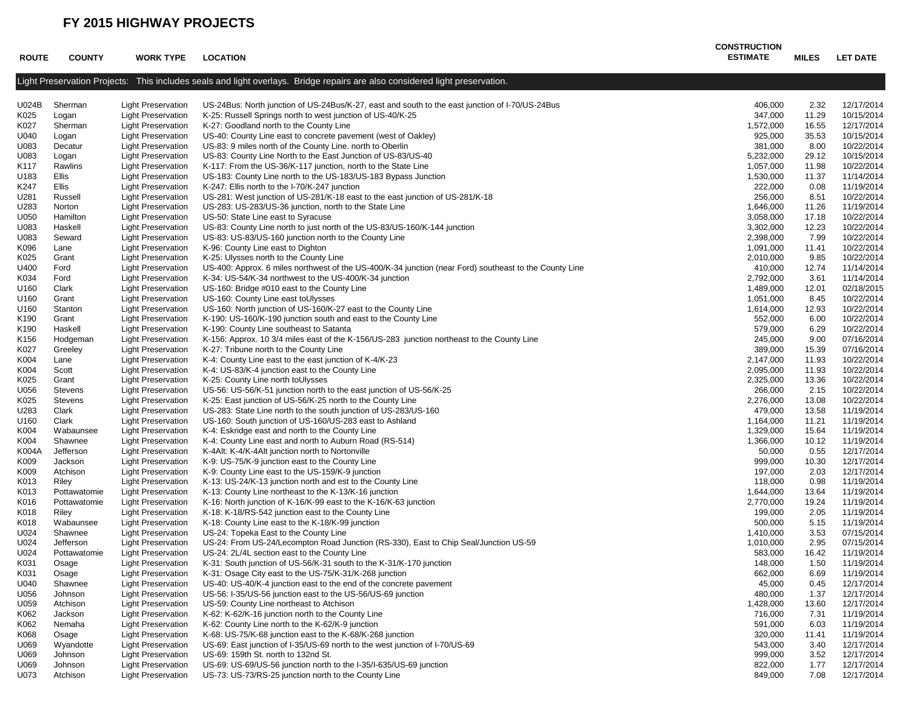# FY 2015 HIGHWAY PROJECTS

| ROUTE | COUNTY | WORK TYPE | LOCATION | CONSTRUCTION ESTIMATE | MILES | LET DATE |
|---|---|---|---|---|---|---|
| Light Preservation Projects: This includes seals and light overlays. Bridge repairs are also considered light preservation. | | | | | | |
| U024B | Sherman | Light Preservation | US-24Bus: North junction of US-24Bus/K-27, east and south to the east junction of I-70/US-24Bus | 406,000 | 2.32 | 12/17/2014 |
| K025 | Logan | Light Preservation | K-25: Russell Springs north to west junction of US-40/K-25 | 347,000 | 11.29 | 10/15/2014 |
| K027 | Sherman | Light Preservation | K-27: Goodland north to the County Line | 1,572,000 | 16.55 | 12/17/2014 |
| U040 | Logan | Light Preservation | US-40: County Line east to concrete pavement (west of Oakley) | 925,000 | 35.53 | 10/15/2014 |
| U083 | Decatur | Light Preservation | US-83: 9 miles north of the County Line. north to Oberlin | 381,000 | 8.00 | 10/22/2014 |
| U083 | Logan | Light Preservation | US-83: County Line North to the East Junction of US-83/US-40 | 5,232,000 | 29.12 | 10/15/2014 |
| K117 | Rawlins | Light Preservation | K-117: From the US-36/K-117 junction, north to the State Line | 1,057,000 | 11.98 | 10/22/2014 |
| U183 | Ellis | Light Preservation | US-183: County Line north to the US-183/US-183 Bypass Junction | 1,530,000 | 11.37 | 11/14/2014 |
| K247 | Ellis | Light Preservation | K-247: Ellis north to the I-70/K-247 junction | 222,000 | 0.08 | 11/19/2014 |
| U281 | Russell | Light Preservation | US-281: West junction of US-281/K-18 east to the east junction of US-281/K-18 | 256,000 | 8.51 | 10/22/2014 |
| U283 | Norton | Light Preservation | US-283: US-283/US-36 junction, north to the State Line | 1,646,000 | 11.26 | 11/19/2014 |
| U050 | Hamilton | Light Preservation | US-50: State Line east to Syracuse | 3,058,000 | 17.18 | 10/22/2014 |
| U083 | Haskell | Light Preservation | US-83: County Line north to just north of the US-83/US-160/K-144 junction | 3,302,000 | 12.23 | 10/22/2014 |
| U083 | Seward | Light Preservation | US-83: US-83/US-160 junction north to the County Line | 2,398,000 | 7.99 | 10/22/2014 |
| K096 | Lane | Light Preservation | K-96: County Line east to Dighton | 1,091,000 | 11.41 | 10/22/2014 |
| K025 | Grant | Light Preservation | K-25: Ulysses north to the County Line | 2,010,000 | 9.85 | 10/22/2014 |
| U400 | Ford | Light Preservation | US-400: Approx. 6 miles northwest of the US-400/K-34 junction (near Ford) southeast to the County Line | 410,000 | 12.74 | 11/14/2014 |
| K034 | Ford | Light Preservation | K-34: US-54/K-34 northwest to the US-400/K-34 junction | 2,792,000 | 3.61 | 11/14/2014 |
| U160 | Clark | Light Preservation | US-160: Bridge #010 east to the County Line | 1,489,000 | 12.01 | 02/18/2015 |
| U160 | Grant | Light Preservation | US-160: County Line east toUlysses | 1,051,000 | 8.45 | 10/22/2014 |
| U160 | Stanton | Light Preservation | US-160: North junction of US-160/K-27 east to the County Line | 1,614,000 | 12.93 | 10/22/2014 |
| K190 | Grant | Light Preservation | K-190: US-160/K-190 junction south and east to the County Line | 552,000 | 6.00 | 10/22/2014 |
| K190 | Haskell | Light Preservation | K-190: County Line southeast to Satanta | 579,000 | 6.29 | 10/22/2014 |
| K156 | Hodgeman | Light Preservation | K-156: Approx. 10 3/4 miles east of the K-156/US-283 junction northeast to the County Line | 245,000 | 9.00 | 07/16/2014 |
| K027 | Greeley | Light Preservation | K-27: Tribune north to the County Line | 389,000 | 15.39 | 07/16/2014 |
| K004 | Lane | Light Preservation | K-4: County Line east to the east junction of K-4/K-23 | 2,147,000 | 11.93 | 10/22/2014 |
| K004 | Scott | Light Preservation | K-4: US-83/K-4 junction east to the County Line | 2,095,000 | 11.93 | 10/22/2014 |
| K025 | Grant | Light Preservation | K-25: County Line north toUlysses | 2,325,000 | 13.36 | 10/22/2014 |
| U056 | Stevens | Light Preservation | US-56: US-56/K-51 junction north to the east junction of US-56/K-25 | 266,000 | 2.15 | 10/22/2014 |
| K025 | Stevens | Light Preservation | K-25: East junction of US-56/K-25 north to the County Line | 2,276,000 | 13.08 | 10/22/2014 |
| U283 | Clark | Light Preservation | US-283: State Line north to the south junction of US-283/US-160 | 479,000 | 13.58 | 11/19/2014 |
| U160 | Clark | Light Preservation | US-160: South junction of US-160/US-283 east to Ashland | 1,164,000 | 11.21 | 11/19/2014 |
| K004 | Wabaunsee | Light Preservation | K-4: Eskridge east and north to the County Line | 1,329,000 | 15.64 | 11/19/2014 |
| K004 | Shawnee | Light Preservation | K-4: County Line east and north to Auburn Road (RS-514) | 1,366,000 | 10.12 | 11/19/2014 |
| K004A | Jefferson | Light Preservation | K-4Alt: K-4/K-4Alt junction north to Nortonville | 50,000 | 0.55 | 12/17/2014 |
| K009 | Jackson | Light Preservation | K-9: US-75/K-9 junction east to the County Line | 999,000 | 10.30 | 12/17/2014 |
| K009 | Atchison | Light Preservation | K-9: County Line east to the US-159/K-9 junction | 197,000 | 2.03 | 12/17/2014 |
| K013 | Riley | Light Preservation | K-13: US-24/K-13 junction north and est to the County Line | 118,000 | 0.98 | 11/19/2014 |
| K013 | Pottawatomie | Light Preservation | K-13: County Line northeast to the K-13/K-16 junction | 1,644,000 | 13.64 | 11/19/2014 |
| K016 | Pottawatomie | Light Preservation | K-16: North junction of K-16/K-99 east to the K-16/K-63 junction | 2,770,000 | 19.24 | 11/19/2014 |
| K018 | Riley | Light Preservation | K-18: K-18/RS-542 junction east to the County Line | 199,000 | 2.05 | 11/19/2014 |
| K018 | Wabaunsee | Light Preservation | K-18: County Line east to the K-18/K-99 junction | 500,000 | 5.15 | 11/19/2014 |
| U024 | Shawnee | Light Preservation | US-24: Topeka East to the County Line | 1,410,000 | 3.53 | 07/15/2014 |
| U024 | Jefferson | Light Preservation | US-24: From US-24/Lecompton Road Junction (RS-330), East to Chip Seal/Junction US-59 | 1,010,000 | 2.95 | 07/15/2014 |
| U024 | Pottawatomie | Light Preservation | US-24: 2L/4L section east to the County Line | 583,000 | 16.42 | 11/19/2014 |
| K031 | Osage | Light Preservation | K-31: South junction of US-56/K-31 south to the K-31/K-170 junction | 148,000 | 1.50 | 11/19/2014 |
| K031 | Osage | Light Preservation | K-31: Osage City east to the US-75/K-31/K-268 junction | 662,000 | 6.69 | 11/19/2014 |
| U040 | Shawnee | Light Preservation | US-40: US-40/K-4 junction east to the end of the concrete pavement | 45,000 | 0.45 | 12/17/2014 |
| U056 | Johnson | Light Preservation | US-56: I-35/US-56 junction east to the US-56/US-69 junction | 480,000 | 1.37 | 12/17/2014 |
| U059 | Atchison | Light Preservation | US-59: County Line northeast to Atchison | 1,428,000 | 13.60 | 12/17/2014 |
| K062 | Jackson | Light Preservation | K-62: K-62/K-16 junction north to the County Line | 716,000 | 7.31 | 11/19/2014 |
| K062 | Nemaha | Light Preservation | K-62: County Line north to the K-62/K-9 junction | 591,000 | 6.03 | 11/19/2014 |
| K068 | Osage | Light Preservation | K-68: US-75/K-68 junction east to the K-68/K-268 junction | 320,000 | 11.41 | 11/19/2014 |
| U069 | Wyandotte | Light Preservation | US-69: East junction of I-35/US-69 north to the west junction of I-70/US-69 | 543,000 | 3.40 | 12/17/2014 |
| U069 | Johnson | Light Preservation | US-69: 159th St. north to 132nd St. | 999,000 | 3.52 | 12/17/2014 |
| U069 | Johnson | Light Preservation | US-69: US-69/US-56 junction north to the I-35/I-635/US-69 junction | 822,000 | 1.77 | 12/17/2014 |
| U073 | Atchison | Light Preservation | US-73: US-73/RS-25 junction north to the County Line | 849,000 | 7.08 | 12/17/2014 |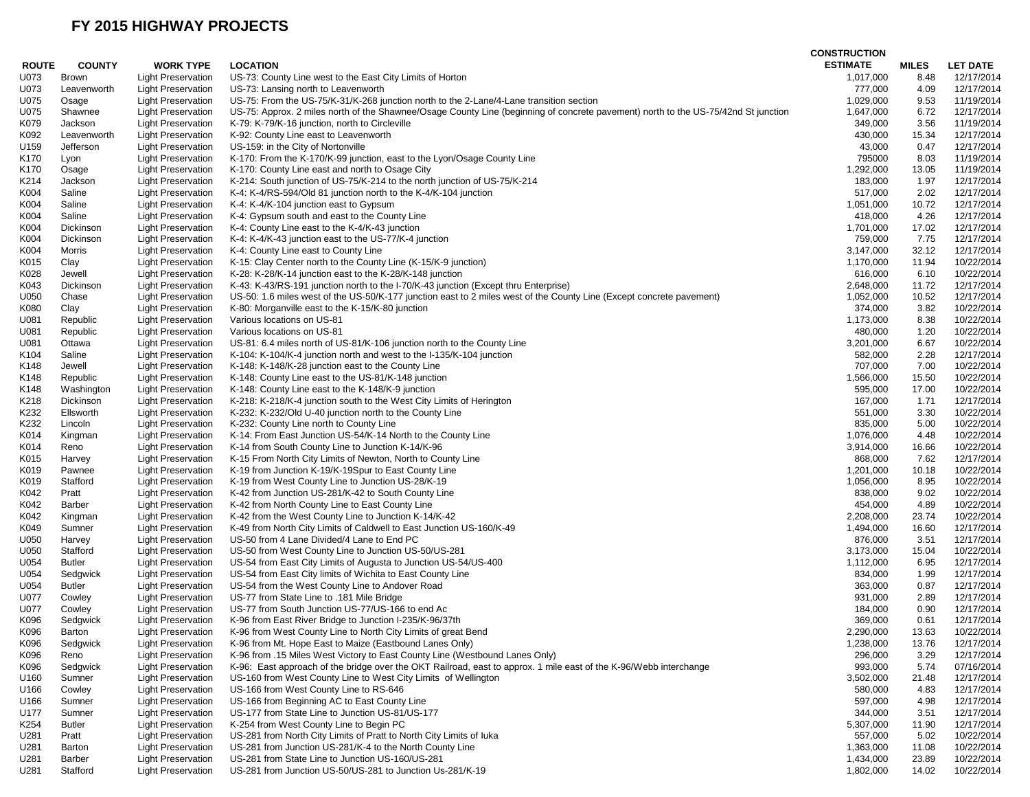# FY 2015 HIGHWAY PROJECTS

| ROUTE | COUNTY | WORK TYPE | LOCATION | CONSTRUCTION ESTIMATE | MILES | LET DATE |
|---|---|---|---|---|---|---|
| U073 | Brown | Light Preservation | US-73: County Line west to the East City Limits of Horton | 1,017,000 | 8.48 | 12/17/2014 |
| U073 | Leavenworth | Light Preservation | US-73: Lansing north to Leavenworth | 777,000 | 4.09 | 12/17/2014 |
| U075 | Osage | Light Preservation | US-75: From the US-75/K-31/K-268 junction north to the 2-Lane/4-Lane transition section | 1,029,000 | 9.53 | 11/19/2014 |
| U075 | Shawnee | Light Preservation | US-75: Approx. 2 miles north of the Shawnee/Osage County Line (beginning of concrete pavement) north to the US-75/42nd St junction | 1,647,000 | 6.72 | 12/17/2014 |
| K079 | Jackson | Light Preservation | K-79: K-79/K-16 junction, north to Circleville | 349,000 | 3.56 | 11/19/2014 |
| K092 | Leavenworth | Light Preservation | K-92: County Line east to Leavenworth | 430,000 | 15.34 | 12/17/2014 |
| U159 | Jefferson | Light Preservation | US-159: in the City of Nortonville | 43,000 | 0.47 | 12/17/2014 |
| K170 | Lyon | Light Preservation | K-170: From the K-170/K-99 junction, east to the Lyon/Osage County Line | 795000 | 8.03 | 11/19/2014 |
| K170 | Osage | Light Preservation | K-170: County Line east and north to Osage City | 1,292,000 | 13.05 | 11/19/2014 |
| K214 | Jackson | Light Preservation | K-214: South junction of US-75/K-214 to the north junction of US-75/K-214 | 183,000 | 1.97 | 12/17/2014 |
| K004 | Saline | Light Preservation | K-4: K-4/RS-594/Old 81 junction north to the K-4/K-104 junction | 517,000 | 2.02 | 12/17/2014 |
| K004 | Saline | Light Preservation | K-4: K-4/K-104 junction east to Gypsum | 1,051,000 | 10.72 | 12/17/2014 |
| K004 | Saline | Light Preservation | K-4: Gypsum south and east to the County Line | 418,000 | 4.26 | 12/17/2014 |
| K004 | Dickinson | Light Preservation | K-4: County Line east to the K-4/K-43 junction | 1,701,000 | 17.02 | 12/17/2014 |
| K004 | Dickinson | Light Preservation | K-4: K-4/K-43 junction east to the US-77/K-4 junction | 759,000 | 7.75 | 12/17/2014 |
| K004 | Morris | Light Preservation | K-4: County Line east to County Line | 3,147,000 | 32.12 | 12/17/2014 |
| K015 | Clay | Light Preservation | K-15: Clay Center north to the County Line (K-15/K-9 junction) | 1,170,000 | 11.94 | 10/22/2014 |
| K028 | Jewell | Light Preservation | K-28: K-28/K-14 junction east to the K-28/K-148 junction | 616,000 | 6.10 | 10/22/2014 |
| K043 | Dickinson | Light Preservation | K-43: K-43/RS-191 junction north to the I-70/K-43 junction (Except thru Enterprise) | 2,648,000 | 11.72 | 12/17/2014 |
| U050 | Chase | Light Preservation | US-50: 1.6 miles west of the US-50/K-177 junction east to 2 miles west of the County Line (Except concrete pavement) | 1,052,000 | 10.52 | 12/17/2014 |
| K080 | Clay | Light Preservation | K-80: Morganville east to the K-15/K-80 junction | 374,000 | 3.82 | 10/22/2014 |
| U081 | Republic | Light Preservation | Various locations on US-81 | 1,173,000 | 8.38 | 10/22/2014 |
| U081 | Republic | Light Preservation | Various locations on US-81 | 480,000 | 1.20 | 10/22/2014 |
| U081 | Ottawa | Light Preservation | US-81: 6.4 miles north of US-81/K-106 junction north to the County Line | 3,201,000 | 6.67 | 10/22/2014 |
| K104 | Saline | Light Preservation | K-104: K-104/K-4 junction north and west to the I-135/K-104 junction | 582,000 | 2.28 | 12/17/2014 |
| K148 | Jewell | Light Preservation | K-148: K-148/K-28 junction east to the County Line | 707,000 | 7.00 | 10/22/2014 |
| K148 | Republic | Light Preservation | K-148: County Line east to the US-81/K-148 junction | 1,566,000 | 15.50 | 10/22/2014 |
| K148 | Washington | Light Preservation | K-148: County Line east to the K-148/K-9 junction | 595,000 | 17.00 | 10/22/2014 |
| K218 | Dickinson | Light Preservation | K-218: K-218/K-4 junction south to the West City Limits of Herington | 167,000 | 1.71 | 12/17/2014 |
| K232 | Ellsworth | Light Preservation | K-232: K-232/Old U-40 junction north to the County Line | 551,000 | 3.30 | 10/22/2014 |
| K232 | Lincoln | Light Preservation | K-232: County Line north to County Line | 835,000 | 5.00 | 10/22/2014 |
| K014 | Kingman | Light Preservation | K-14: From East Junction US-54/K-14 North to the County Line | 1,076,000 | 4.48 | 10/22/2014 |
| K014 | Reno | Light Preservation | K-14 from South County Line to Junction K-14/K-96 | 3,914,000 | 16.66 | 10/22/2014 |
| K015 | Harvey | Light Preservation | K-15 From North City Limits of Newton, North to County Line | 868,000 | 7.62 | 12/17/2014 |
| K019 | Pawnee | Light Preservation | K-19 from Junction K-19/K-19Spur to East County Line | 1,201,000 | 10.18 | 10/22/2014 |
| K019 | Stafford | Light Preservation | K-19 from West County Line to Junction US-28/K-19 | 1,056,000 | 8.95 | 10/22/2014 |
| K042 | Pratt | Light Preservation | K-42 from Junction US-281/K-42 to South County Line | 838,000 | 9.02 | 10/22/2014 |
| K042 | Barber | Light Preservation | K-42 from North County Line to East County Line | 454,000 | 4.89 | 10/22/2014 |
| K042 | Kingman | Light Preservation | K-42 from the West County Line to Junction K-14/K-42 | 2,208,000 | 23.74 | 10/22/2014 |
| K049 | Sumner | Light Preservation | K-49 from North City Limits of Caldwell to East Junction US-160/K-49 | 1,494,000 | 16.60 | 12/17/2014 |
| U050 | Harvey | Light Preservation | US-50 from 4 Lane Divided/4 Lane to End PC | 876,000 | 3.51 | 12/17/2014 |
| U050 | Stafford | Light Preservation | US-50 from West County Line to Junction US-50/US-281 | 3,173,000 | 15.04 | 10/22/2014 |
| U054 | Butler | Light Preservation | US-54 from East City Limits of Augusta to Junction US-54/US-400 | 1,112,000 | 6.95 | 12/17/2014 |
| U054 | Sedgwick | Light Preservation | US-54 from East City limits of Wichita to East County Line | 834,000 | 1.99 | 12/17/2014 |
| U054 | Butler | Light Preservation | US-54 from the West County Line to Andover Road | 363,000 | 0.87 | 12/17/2014 |
| U077 | Cowley | Light Preservation | US-77 from State Line to .181 Mile Bridge | 931,000 | 2.89 | 12/17/2014 |
| U077 | Cowley | Light Preservation | US-77 from South Junction US-77/US-166 to end Ac | 184,000 | 0.90 | 12/17/2014 |
| K096 | Sedgwick | Light Preservation | K-96 from East River Bridge to Junction I-235/K-96/37th | 369,000 | 0.61 | 12/17/2014 |
| K096 | Barton | Light Preservation | K-96 from West County Line to North City Limits of great Bend | 2,290,000 | 13.63 | 10/22/2014 |
| K096 | Sedgwick | Light Preservation | K-96 from Mt. Hope East to Maize (Eastbound Lanes Only) | 1,238,000 | 13.76 | 12/17/2014 |
| K096 | Reno | Light Preservation | K-96 from .15 Miles West Victory to East County Line (Westbound Lanes Only) | 296,000 | 3.29 | 12/17/2014 |
| K096 | Sedgwick | Light Preservation | K-96: East approach of the bridge over the OKT Railroad, east to approx. 1 mile east of the K-96/Webb interchange | 993,000 | 5.74 | 07/16/2014 |
| U160 | Sumner | Light Preservation | US-160 from West County Line to West City Limits of Wellington | 3,502,000 | 21.48 | 12/17/2014 |
| U166 | Cowley | Light Preservation | US-166 from West County Line to RS-646 | 580,000 | 4.83 | 12/17/2014 |
| U166 | Sumner | Light Preservation | US-166 from Beginning AC to East County Line | 597,000 | 4.98 | 12/17/2014 |
| U177 | Sumner | Light Preservation | US-177 from State Line to Junction US-81/US-177 | 344,000 | 3.51 | 12/17/2014 |
| K254 | Butler | Light Preservation | K-254 from West County Line to Begin PC | 5,307,000 | 11.90 | 12/17/2014 |
| U281 | Pratt | Light Preservation | US-281 from North City Limits of Pratt to North City Limits of Iuka | 557,000 | 5.02 | 10/22/2014 |
| U281 | Barton | Light Preservation | US-281 from Junction US-281/K-4 to the North County Line | 1,363,000 | 11.08 | 10/22/2014 |
| U281 | Barber | Light Preservation | US-281 from State Line to Junction US-160/US-281 | 1,434,000 | 23.89 | 10/22/2014 |
| U281 | Stafford | Light Preservation | US-281 from Junction US-50/US-281 to Junction Us-281/K-19 | 1,802,000 | 14.02 | 10/22/2014 |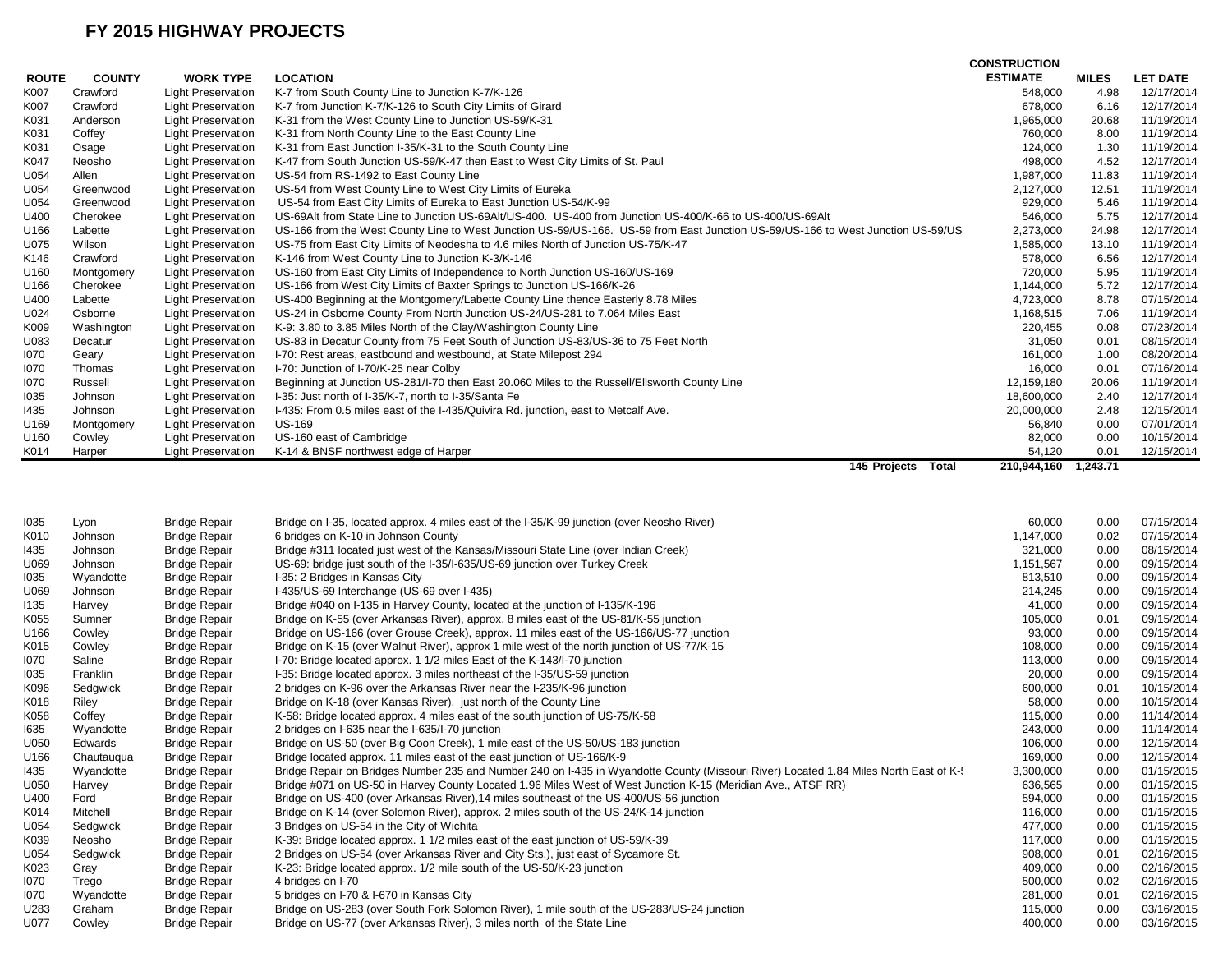# FY 2015 HIGHWAY PROJECTS

| ROUTE | COUNTY | WORK TYPE | LOCATION | CONSTRUCTION ESTIMATE | MILES | LET DATE |
|---|---|---|---|---|---|---|
| K007 | Crawford | Light Preservation | K-7 from South County Line to Junction K-7/K-126 | 548,000 | 4.98 | 12/17/2014 |
| K007 | Crawford | Light Preservation | K-7 from Junction K-7/K-126 to South City Limits of Girard | 678,000 | 6.16 | 12/17/2014 |
| K031 | Anderson | Light Preservation | K-31 from the West County Line to Junction US-59/K-31 | 1,965,000 | 20.68 | 11/19/2014 |
| K031 | Coffey | Light Preservation | K-31 from North County Line to the East County Line | 760,000 | 8.00 | 11/19/2014 |
| K031 | Osage | Light Preservation | K-31 from East Junction I-35/K-31 to the South County Line | 124,000 | 1.30 | 11/19/2014 |
| K047 | Neosho | Light Preservation | K-47 from South Junction US-59/K-47 then East to West City Limits of St. Paul | 498,000 | 4.52 | 12/17/2014 |
| U054 | Allen | Light Preservation | US-54 from RS-1492 to East County Line | 1,987,000 | 11.83 | 11/19/2014 |
| U054 | Greenwood | Light Preservation | US-54 from West County Line to West City Limits of Eureka | 2,127,000 | 12.51 | 11/19/2014 |
| U054 | Greenwood | Light Preservation | US-54 from East City Limits of Eureka to East Junction US-54/K-99 | 929,000 | 5.46 | 11/19/2014 |
| U400 | Cherokee | Light Preservation | US-69Alt from State Line to Junction US-69Alt/US-400. US-400 from Junction US-400/K-66 to US-400/US-69Alt | 546,000 | 5.75 | 12/17/2014 |
| U166 | Labette | Light Preservation | US-166 from the West County Line to West Junction US-59/US-166. US-59 from East Junction US-59/US-166 to West Junction US-59/US- | 2,273,000 | 24.98 | 12/17/2014 |
| U075 | Wilson | Light Preservation | US-75 from East City Limits of Neodesha to 4.6 miles North of Junction US-75/K-47 | 1,585,000 | 13.10 | 11/19/2014 |
| K146 | Crawford | Light Preservation | K-146 from West County Line to Junction K-3/K-146 | 578,000 | 6.56 | 12/17/2014 |
| U160 | Montgomery | Light Preservation | US-160 from East City Limits of Independence to North Junction US-160/US-169 | 720,000 | 5.95 | 11/19/2014 |
| U166 | Cherokee | Light Preservation | US-166 from West City Limits of Baxter Springs to Junction US-166/K-26 | 1,144,000 | 5.72 | 12/17/2014 |
| U400 | Labette | Light Preservation | US-400 Beginning at the Montgomery/Labette County Line thence Easterly 8.78 Miles | 4,723,000 | 8.78 | 07/15/2014 |
| U024 | Osborne | Light Preservation | US-24 in Osborne County From North Junction US-24/US-281 to 7.064 Miles East | 1,168,515 | 7.06 | 11/19/2014 |
| K009 | Washington | Light Preservation | K-9: 3.80 to 3.85 Miles North of the Clay/Washington County Line | 220,455 | 0.08 | 07/23/2014 |
| U083 | Decatur | Light Preservation | US-83 in Decatur County from 75 Feet South of Junction US-83/US-36 to 75 Feet North | 31,050 | 0.01 | 08/15/2014 |
| I070 | Geary | Light Preservation | I-70: Rest areas, eastbound and westbound, at State Milepost 294 | 161,000 | 1.00 | 08/20/2014 |
| I070 | Thomas | Light Preservation | I-70: Junction of I-70/K-25 near Colby | 16,000 | 0.01 | 07/16/2014 |
| I070 | Russell | Light Preservation | Beginning at Junction US-281/I-70 then East 20.060 Miles to the Russell/Ellsworth County Line | 12,159,180 | 20.06 | 11/19/2014 |
| I035 | Johnson | Light Preservation | I-35: Just north of I-35/K-7, north to I-35/Santa Fe | 18,600,000 | 2.40 | 12/17/2014 |
| I435 | Johnson | Light Preservation | I-435: From 0.5 miles east of the I-435/Quivira Rd. junction, east to Metcalf Ave. | 20,000,000 | 2.48 | 12/15/2014 |
| U169 | Montgomery | Light Preservation | US-169 | 56,840 | 0.00 | 07/01/2014 |
| U160 | Cowley | Light Preservation | US-160 east of Cambridge | 82,000 | 0.00 | 10/15/2014 |
| K014 | Harper | Light Preservation | K-14 & BNSF northwest edge of Harper | 54,120 | 0.01 | 12/15/2014 |
| | | | 145 Projects Total | 210,944,160 | 1,243.71 | |

| ROUTE | COUNTY | WORK TYPE | LOCATION | CONSTRUCTION ESTIMATE | MILES | LET DATE |
|---|---|---|---|---|---|---|
| I035 | Lyon | Bridge Repair | Bridge on I-35, located approx. 4 miles east of the I-35/K-99 junction (over Neosho River) | 60,000 | 0.00 | 07/15/2014 |
| K010 | Johnson | Bridge Repair | 6 bridges on K-10 in Johnson County | 1,147,000 | 0.02 | 07/15/2014 |
| I435 | Johnson | Bridge Repair | Bridge #311 located just west of the Kansas/Missouri State Line (over Indian Creek) | 321,000 | 0.00 | 08/15/2014 |
| U069 | Johnson | Bridge Repair | US-69: bridge just south of the I-35/I-635/US-69 junction over Turkey Creek | 1,151,567 | 0.00 | 09/15/2014 |
| I035 | Wyandotte | Bridge Repair | I-35: 2 Bridges in Kansas City | 813,510 | 0.00 | 09/15/2014 |
| U069 | Johnson | Bridge Repair | I-435/US-69 Interchange (US-69 over I-435) | 214,245 | 0.00 | 09/15/2014 |
| I135 | Harvey | Bridge Repair | Bridge #040 on I-135 in Harvey County, located at the junction of I-135/K-196 | 41,000 | 0.00 | 09/15/2014 |
| K055 | Sumner | Bridge Repair | Bridge on K-55 (over Arkansas River), approx. 8 miles east of the US-81/K-55 junction | 105,000 | 0.01 | 09/15/2014 |
| U166 | Cowley | Bridge Repair | Bridge on US-166 (over Grouse Creek), approx. 11 miles east of the US-166/US-77 junction | 93,000 | 0.00 | 09/15/2014 |
| K015 | Cowley | Bridge Repair | Bridge on K-15 (over Walnut River), approx 1 mile west of the north junction of US-77/K-15 | 108,000 | 0.00 | 09/15/2014 |
| I070 | Saline | Bridge Repair | I-70: Bridge located approx. 1 1/2 miles East of the K-143/I-70 junction | 113,000 | 0.00 | 09/15/2014 |
| I035 | Franklin | Bridge Repair | I-35: Bridge located approx. 3 miles northeast of the I-35/US-59 junction | 20,000 | 0.00 | 09/15/2014 |
| K096 | Sedgwick | Bridge Repair | 2 bridges on K-96 over the Arkansas River near the I-235/K-96 junction | 600,000 | 0.01 | 10/15/2014 |
| K018 | Riley | Bridge Repair | Bridge on K-18 (over Kansas River), just north of the County Line | 58,000 | 0.00 | 10/15/2014 |
| K058 | Coffey | Bridge Repair | K-58: Bridge located approx. 4 miles east of the south junction of US-75/K-58 | 115,000 | 0.00 | 11/14/2014 |
| I635 | Wyandotte | Bridge Repair | 2 bridges on I-635 near the I-635/I-70 junction | 243,000 | 0.00 | 11/14/2014 |
| U050 | Edwards | Bridge Repair | Bridge on US-50 (over Big Coon Creek), 1 mile east of the US-50/US-183 junction | 106,000 | 0.00 | 12/15/2014 |
| U166 | Chautauqua | Bridge Repair | Bridge located approx. 11 miles east of the east junction of US-166/K-9 | 169,000 | 0.00 | 12/15/2014 |
| I435 | Wyandotte | Bridge Repair | Bridge Repair on Bridges Number 235 and Number 240 on I-435 in Wyandotte County (Missouri River) Located 1.84 Miles North East of K-5 | 3,300,000 | 0.00 | 01/15/2015 |
| U050 | Harvey | Bridge Repair | Bridge #071 on US-50 in Harvey County Located 1.96 Miles West of West Junction K-15 (Meridian Ave., ATSF RR) | 636,565 | 0.00 | 01/15/2015 |
| U400 | Ford | Bridge Repair | Bridge on US-400 (over Arkansas River),14 miles southeast of the US-400/US-56 junction | 594,000 | 0.00 | 01/15/2015 |
| K014 | Mitchell | Bridge Repair | Bridge on K-14 (over Solomon River), approx. 2 miles south of the US-24/K-14 junction | 116,000 | 0.00 | 01/15/2015 |
| U054 | Sedgwick | Bridge Repair | 3 Bridges on US-54 in the City of Wichita | 477,000 | 0.00 | 01/15/2015 |
| K039 | Neosho | Bridge Repair | K-39: Bridge located approx. 1 1/2 miles east of the east junction of US-59/K-39 | 117,000 | 0.00 | 01/15/2015 |
| U054 | Sedgwick | Bridge Repair | 2 Bridges on US-54 (over Arkansas River and City Sts.), just east of Sycamore St. | 908,000 | 0.01 | 02/16/2015 |
| K023 | Gray | Bridge Repair | K-23: Bridge located approx. 1/2 mile south of the US-50/K-23 junction | 409,000 | 0.00 | 02/16/2015 |
| I070 | Trego | Bridge Repair | 4 bridges on I-70 | 500,000 | 0.02 | 02/16/2015 |
| I070 | Wyandotte | Bridge Repair | 5 bridges on I-70 & I-670 in Kansas City | 281,000 | 0.01 | 02/16/2015 |
| U283 | Graham | Bridge Repair | Bridge on US-283 (over South Fork Solomon River), 1 mile south of the US-283/US-24 junction | 115,000 | 0.00 | 03/16/2015 |
| U077 | Cowley | Bridge Repair | Bridge on US-77 (over Arkansas River), 3 miles north of the State Line | 400,000 | 0.00 | 03/16/2015 |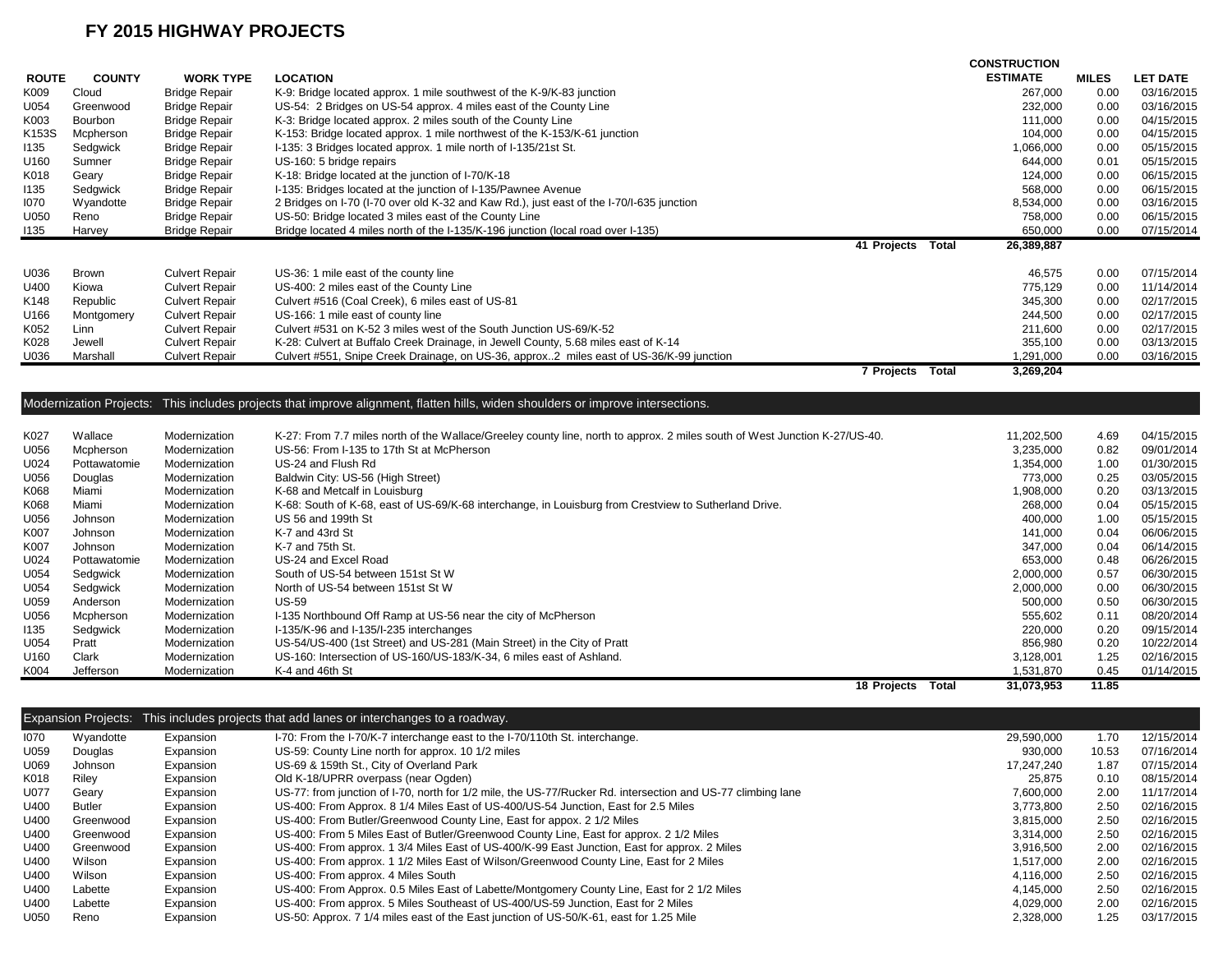# FY 2015 HIGHWAY PROJECTS

| ROUTE | COUNTY | WORK TYPE | LOCATION | CONSTRUCTION ESTIMATE | MILES | LET DATE |
|---|---|---|---|---|---|---|
| K009 | Cloud | Bridge Repair | K-9: Bridge located approx. 1 mile southwest of the K-9/K-83 junction | 267,000 | 0.00 | 03/16/2015 |
| U054 | Greenwood | Bridge Repair | US-54: 2 Bridges on US-54 approx. 4 miles east of the County Line | 232,000 | 0.00 | 03/16/2015 |
| K003 | Bourbon | Bridge Repair | K-3: Bridge located approx. 2 miles south of the County Line | 111,000 | 0.00 | 04/15/2015 |
| K153S | Mcpherson | Bridge Repair | K-153: Bridge located approx. 1 mile northwest of the K-153/K-61 junction | 104,000 | 0.00 | 04/15/2015 |
| I135 | Sedgwick | Bridge Repair | I-135: 3 Bridges located approx. 1 mile north of I-135/21st St. | 1,066,000 | 0.00 | 05/15/2015 |
| U160 | Sumner | Bridge Repair | US-160: 5 bridge repairs | 644,000 | 0.01 | 05/15/2015 |
| K018 | Geary | Bridge Repair | K-18: Bridge located at the junction of I-70/K-18 | 124,000 | 0.00 | 06/15/2015 |
| I135 | Sedgwick | Bridge Repair | I-135: Bridges located at the junction of I-135/Pawnee Avenue | 568,000 | 0.00 | 06/15/2015 |
| I070 | Wyandotte | Bridge Repair | 2 Bridges on I-70 (I-70 over old K-32 and Kaw Rd.), just east of the I-70/I-635 junction | 8,534,000 | 0.00 | 03/16/2015 |
| U050 | Reno | Bridge Repair | US-50: Bridge located 3 miles east of the County Line | 758,000 | 0.00 | 06/15/2015 |
| I135 | Harvey | Bridge Repair | Bridge located 4 miles north of the I-135/K-196 junction (local road over I-135) | 650,000 | 0.00 | 07/15/2014 |
| | | | **41 Projects Total** | **26,389,887** | | |

| ROUTE | COUNTY | WORK TYPE | LOCATION | CONSTRUCTION ESTIMATE | MILES | LET DATE |
|---|---|---|---|---|---|---|
| U036 | Brown | Culvert Repair | US-36: 1 mile east of the county line | 46,575 | 0.00 | 07/15/2014 |
| U400 | Kiowa | Culvert Repair | US-400: 2 miles east of the County Line | 775,129 | 0.00 | 11/14/2014 |
| K148 | Republic | Culvert Repair | Culvert #516 (Coal Creek), 6 miles east of US-81 | 345,300 | 0.00 | 02/17/2015 |
| U166 | Montgomery | Culvert Repair | US-166: 1 mile east of county line | 244,500 | 0.00 | 02/17/2015 |
| K052 | Linn | Culvert Repair | Culvert #531 on K-52 3 miles west of the South Junction US-69/K-52 | 211,600 | 0.00 | 02/17/2015 |
| K028 | Jewell | Culvert Repair | K-28: Culvert at Buffalo Creek Drainage, in Jewell County, 5.68 miles east of K-14 | 355,100 | 0.00 | 03/13/2015 |
| U036 | Marshall | Culvert Repair | Culvert #551, Snipe Creek Drainage, on US-36, approx..2 miles east of US-36/K-99 junction | 1,291,000 | 0.00 | 03/16/2015 |
| | | | **7 Projects Total** | **3,269,204** | | |

Modernization Projects: This includes projects that improve alignment, flatten hills, widen shoulders or improve intersections.

| ROUTE | COUNTY | WORK TYPE | LOCATION | CONSTRUCTION ESTIMATE | MILES | LET DATE |
|---|---|---|---|---|---|---|
| K027 | Wallace | Modernization | K-27: From 7.7 miles north of the Wallace/Greeley county line, north to approx. 2 miles south of West Junction K-27/US-40. | 11,202,500 | 4.69 | 04/15/2015 |
| U056 | Mcpherson | Modernization | US-56: From I-135 to 17th St at McPherson | 3,235,000 | 0.82 | 09/01/2014 |
| U024 | Pottawatomie | Modernization | US-24 and Flush Rd | 1,354,000 | 1.00 | 01/30/2015 |
| U056 | Douglas | Modernization | Baldwin City: US-56 (High Street) | 773,000 | 0.25 | 03/05/2015 |
| K068 | Miami | Modernization | K-68 and Metcalf in Louisburg | 1,908,000 | 0.20 | 03/13/2015 |
| K068 | Miami | Modernization | K-68: South of K-68, east of US-69/K-68 interchange, in Louisburg from Crestview to Sutherland Drive. | 268,000 | 0.04 | 05/15/2015 |
| U056 | Johnson | Modernization | US 56 and 199th St | 400,000 | 1.00 | 05/15/2015 |
| K007 | Johnson | Modernization | K-7 and 43rd St | 141,000 | 0.04 | 06/06/2015 |
| K007 | Johnson | Modernization | K-7 and 75th St. | 347,000 | 0.04 | 06/14/2015 |
| U024 | Pottawatomie | Modernization | US-24 and Excel Road | 653,000 | 0.48 | 06/26/2015 |
| U054 | Sedgwick | Modernization | South of US-54 between 151st St W | 2,000,000 | 0.57 | 06/30/2015 |
| U054 | Sedgwick | Modernization | North of US-54 between 151st St W | 2,000,000 | 0.00 | 06/30/2015 |
| U059 | Anderson | Modernization | US-59 | 500,000 | 0.50 | 06/30/2015 |
| U056 | Mcpherson | Modernization | I-135 Northbound Off Ramp at US-56 near the city of McPherson | 555,602 | 0.11 | 08/20/2014 |
| I135 | Sedgwick | Modernization | I-135/K-96 and I-135/I-235 interchanges | 220,000 | 0.20 | 09/15/2014 |
| U054 | Pratt | Modernization | US-54/US-400 (1st Street) and US-281 (Main Street) in the City of Pratt | 856,980 | 0.20 | 10/22/2014 |
| U160 | Clark | Modernization | US-160: Intersection of US-160/US-183/K-34, 6 miles east of Ashland. | 3,128,001 | 1.25 | 02/16/2015 |
| K004 | Jefferson | Modernization | K-4 and 46th St | 1,531,870 | 0.45 | 01/14/2015 |
| | | | **18 Projects Total** | **31,073,953** | **11.85** | |

Expansion Projects: This includes projects that add lanes or interchanges to a roadway.

| ROUTE | COUNTY | WORK TYPE | LOCATION | CONSTRUCTION ESTIMATE | MILES | LET DATE |
|---|---|---|---|---|---|---|
| I070 | Wyandotte | Expansion | I-70: From the I-70/K-7 interchange east to the I-70/110th St. interchange. | 29,590,000 | 1.70 | 12/15/2014 |
| U059 | Douglas | Expansion | US-59: County Line north for approx. 10 1/2 miles | 930,000 | 10.53 | 07/16/2014 |
| U069 | Johnson | Expansion | US-69 & 159th St., City of Overland Park | 17,247,240 | 1.87 | 07/15/2014 |
| K018 | Riley | Expansion | Old K-18/UPRR overpass (near Ogden) | 25,875 | 0.10 | 08/15/2014 |
| U077 | Geary | Expansion | US-77: from junction of I-70, north for 1/2 mile, the US-77/Rucker Rd. intersection and US-77 climbing lane | 7,600,000 | 2.00 | 11/17/2014 |
| U400 | Butler | Expansion | US-400: From Approx. 8 1/4 Miles East of US-400/US-54 Junction, East for 2.5 Miles | 3,773,800 | 2.50 | 02/16/2015 |
| U400 | Greenwood | Expansion | US-400: From Butler/Greenwood County Line, East for appox. 2 1/2 Miles | 3,815,000 | 2.50 | 02/16/2015 |
| U400 | Greenwood | Expansion | US-400: From 5 Miles East of Butler/Greenwood County Line, East for approx. 2 1/2 Miles | 3,314,000 | 2.50 | 02/16/2015 |
| U400 | Greenwood | Expansion | US-400: From approx. 1 3/4 Miles East of US-400/K-99 East Junction, East for approx. 2 Miles | 3,916,500 | 2.00 | 02/16/2015 |
| U400 | Wilson | Expansion | US-400: From approx. 1 1/2 Miles East of Wilson/Greenwood County Line, East for 2 Miles | 1,517,000 | 2.00 | 02/16/2015 |
| U400 | Wilson | Expansion | US-400: From approx. 4 Miles South | 4,116,000 | 2.50 | 02/16/2015 |
| U400 | Labette | Expansion | US-400: From Approx. 0.5 Miles East of Labette/Montgomery County Line, East for 2 1/2 Miles | 4,145,000 | 2.50 | 02/16/2015 |
| U400 | Labette | Expansion | US-400: From approx. 5 Miles Southeast of US-400/US-59 Junction, East for 2 Miles | 4,029,000 | 2.00 | 02/16/2015 |
| U050 | Reno | Expansion | US-50: Approx. 7 1/4 miles east of the East junction of US-50/K-61, east for 1.25 Mile | 2,328,000 | 1.25 | 03/17/2015 |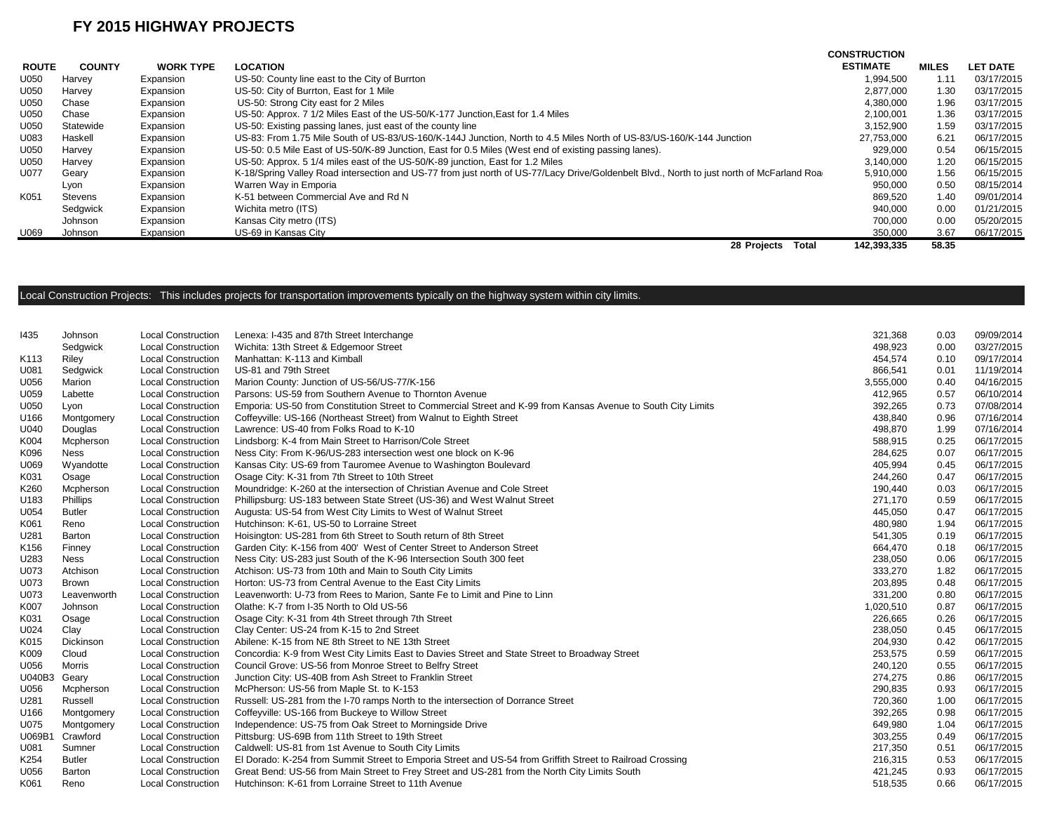# FY 2015 HIGHWAY PROJECTS

| ROUTE | COUNTY | WORK TYPE | LOCATION | CONSTRUCTION ESTIMATE | MILES | LET DATE |
|---|---|---|---|---|---|---|
| U050 | Harvey | Expansion | US-50: County line east to the City of Burrton | 1,994,500 | 1.11 | 03/17/2015 |
| U050 | Harvey | Expansion | US-50: City of Burrton, East for 1 Mile | 2,877,000 | 1.30 | 03/17/2015 |
| U050 | Chase | Expansion | US-50: Strong City east for 2 Miles | 4,380,000 | 1.96 | 03/17/2015 |
| U050 | Chase | Expansion | US-50: Approx. 7 1/2 Miles East of the US-50/K-177 Junction,East for 1.4 Miles | 2,100,001 | 1.36 | 03/17/2015 |
| U050 | Statewide | Expansion | US-50: Existing passing lanes, just east of the county line | 3,152,900 | 1.59 | 03/17/2015 |
| U083 | Haskell | Expansion | US-83: From 1.75 Mile South of US-83/US-160/K-144J Junction, North to 4.5 Miles North of US-83/US-160/K-144 Junction | 27,753,000 | 6.21 | 06/17/2015 |
| U050 | Harvey | Expansion | US-50: 0.5 Mile East of US-50/K-89 Junction, East for 0.5 Miles (West end of existing passing lanes). | 929,000 | 0.54 | 06/15/2015 |
| U050 | Harvey | Expansion | US-50: Approx. 5 1/4 miles east of the US-50/K-89 junction, East for 1.2 Miles | 3,140,000 | 1.20 | 06/15/2015 |
| U077 | Geary | Expansion | K-18/Spring Valley Road intersection and US-77 from just north of US-77/Lacy Drive/Goldenbelt Blvd., North to just north of McFarland Roa | 5,910,000 | 1.56 | 06/15/2015 |
| | Lyon | Expansion | Warren Way in Emporia | 950,000 | 0.50 | 08/15/2014 |
| K051 | Stevens | Expansion | K-51 between Commercial Ave and Rd N | 869,520 | 1.40 | 09/01/2014 |
| | Sedgwick | Expansion | Wichita metro (ITS) | 940,000 | 0.00 | 01/21/2015 |
| | Johnson | Expansion | Kansas City metro (ITS) | 700,000 | 0.00 | 05/20/2015 |
| U069 | Johnson | Expansion | US-69 in Kansas City | 350,000 | 3.67 | 06/17/2015 |
| | | | **28 Projects Total** | **142,393,335** | **58.35** | |

Local Construction Projects: This includes projects for transportation improvements typically on the highway system within city limits.

| ROUTE | COUNTY | WORK TYPE | LOCATION | CONSTRUCTION ESTIMATE | MILES | LET DATE |
|---|---|---|---|---|---|---|
| I435 | Johnson | Local Construction | Lenexa: I-435 and 87th Street Interchange | 321,368 | 0.03 | 09/09/2014 |
| | Sedgwick | Local Construction | Wichita: 13th Street & Edgemoor Street | 498,923 | 0.00 | 03/27/2015 |
| K113 | Riley | Local Construction | Manhattan: K-113 and Kimball | 454,574 | 0.10 | 09/17/2014 |
| U081 | Sedgwick | Local Construction | US-81 and 79th Street | 866,541 | 0.01 | 11/19/2014 |
| U056 | Marion | Local Construction | Marion County: Junction of US-56/US-77/K-156 | 3,555,000 | 0.40 | 04/16/2015 |
| U059 | Labette | Local Construction | Parsons: US-59 from Southern Avenue to Thornton Avenue | 412,965 | 0.57 | 06/10/2014 |
| U050 | Lyon | Local Construction | Emporia: US-50 from Constitution Street to Commercial Street and K-99 from Kansas Avenue to South City Limits | 392,265 | 0.73 | 07/08/2014 |
| U166 | Montgomery | Local Construction | Coffeyville: US-166 (Northeast Street) from Walnut to Eighth Street | 438,840 | 0.96 | 07/16/2014 |
| U040 | Douglas | Local Construction | Lawrence: US-40 from Folks Road to K-10 | 498,870 | 1.99 | 07/16/2014 |
| K004 | Mcpherson | Local Construction | Lindsborg: K-4 from Main Street to Harrison/Cole Street | 588,915 | 0.25 | 06/17/2015 |
| K096 | Ness | Local Construction | Ness City: From K-96/US-283 intersection west one block on K-96 | 284,625 | 0.07 | 06/17/2015 |
| U069 | Wyandotte | Local Construction | Kansas City: US-69 from Tauromee Avenue to Washington Boulevard | 405,994 | 0.45 | 06/17/2015 |
| K031 | Osage | Local Construction | Osage City: K-31 from 7th Street to 10th Street | 244,260 | 0.47 | 06/17/2015 |
| K260 | Mcpherson | Local Construction | Moundridge: K-260 at the intersection of Christian Avenue and Cole Street | 190,440 | 0.03 | 06/17/2015 |
| U183 | Phillips | Local Construction | Phillipsburg: US-183 between State Street (US-36) and West Walnut Street | 271,170 | 0.59 | 06/17/2015 |
| U054 | Butler | Local Construction | Augusta: US-54 from West City Limits to West of Walnut Street | 445,050 | 0.47 | 06/17/2015 |
| K061 | Reno | Local Construction | Hutchinson: K-61, US-50 to Lorraine Street | 480,980 | 1.94 | 06/17/2015 |
| U281 | Barton | Local Construction | Hoisington: US-281 from 6th Street to South return of 8th Street | 541,305 | 0.19 | 06/17/2015 |
| K156 | Finney | Local Construction | Garden City: K-156 from 400' West of Center Street to Anderson Street | 664,470 | 0.18 | 06/17/2015 |
| U283 | Ness | Local Construction | Ness City: US-283 just South of the K-96 Intersection South 300 feet | 238,050 | 0.06 | 06/17/2015 |
| U073 | Atchison | Local Construction | Atchison: US-73 from 10th and Main to South City Limits | 333,270 | 1.82 | 06/17/2015 |
| U073 | Brown | Local Construction | Horton: US-73 from Central Avenue to the East City Limits | 203,895 | 0.48 | 06/17/2015 |
| U073 | Leavenworth | Local Construction | Leavenworth: U-73 from Rees to Marion, Sante Fe to Limit and Pine to Linn | 331,200 | 0.80 | 06/17/2015 |
| K007 | Johnson | Local Construction | Olathe: K-7 from I-35 North to Old US-56 | 1,020,510 | 0.87 | 06/17/2015 |
| K031 | Osage | Local Construction | Osage City: K-31 from 4th Street through 7th Street | 226,665 | 0.26 | 06/17/2015 |
| U024 | Clay | Local Construction | Clay Center: US-24 from K-15 to 2nd Street | 238,050 | 0.45 | 06/17/2015 |
| K015 | Dickinson | Local Construction | Abilene: K-15 from NE 8th Street to NE 13th Street | 204,930 | 0.42 | 06/17/2015 |
| K009 | Cloud | Local Construction | Concordia: K-9 from West City Limits East to Davies Street and State Street to Broadway Street | 253,575 | 0.59 | 06/17/2015 |
| U056 | Morris | Local Construction | Council Grove: US-56 from Monroe Street to Belfry Street | 240,120 | 0.55 | 06/17/2015 |
| U040B3 | Geary | Local Construction | Junction City: US-40B from Ash Street to Franklin Street | 274,275 | 0.86 | 06/17/2015 |
| U056 | Mcpherson | Local Construction | McPherson: US-56 from Maple St. to K-153 | 290,835 | 0.93 | 06/17/2015 |
| U281 | Russell | Local Construction | Russell: US-281 from the I-70 ramps North to the intersection of Dorrance Street | 720,360 | 1.00 | 06/17/2015 |
| U166 | Montgomery | Local Construction | Coffeyville: US-166 from Buckeye to Willow Street | 392,265 | 0.98 | 06/17/2015 |
| U075 | Montgomery | Local Construction | Independence: US-75 from Oak Street to Morningside Drive | 649,980 | 1.04 | 06/17/2015 |
| U069B1 | Crawford | Local Construction | Pittsburg: US-69B from 11th Street to 19th Street | 303,255 | 0.49 | 06/17/2015 |
| U081 | Sumner | Local Construction | Caldwell: US-81 from 1st Avenue to South City Limits | 217,350 | 0.51 | 06/17/2015 |
| K254 | Butler | Local Construction | El Dorado: K-254 from Summit Street to Emporia Street and US-54 from Griffith Street to Railroad Crossing | 216,315 | 0.53 | 06/17/2015 |
| U056 | Barton | Local Construction | Great Bend: US-56 from Main Street to Frey Street and US-281 from the North City Limits South | 421,245 | 0.93 | 06/17/2015 |
| K061 | Reno | Local Construction | Hutchinson: K-61 from Lorraine Street to 11th Avenue | 518,535 | 0.66 | 06/17/2015 |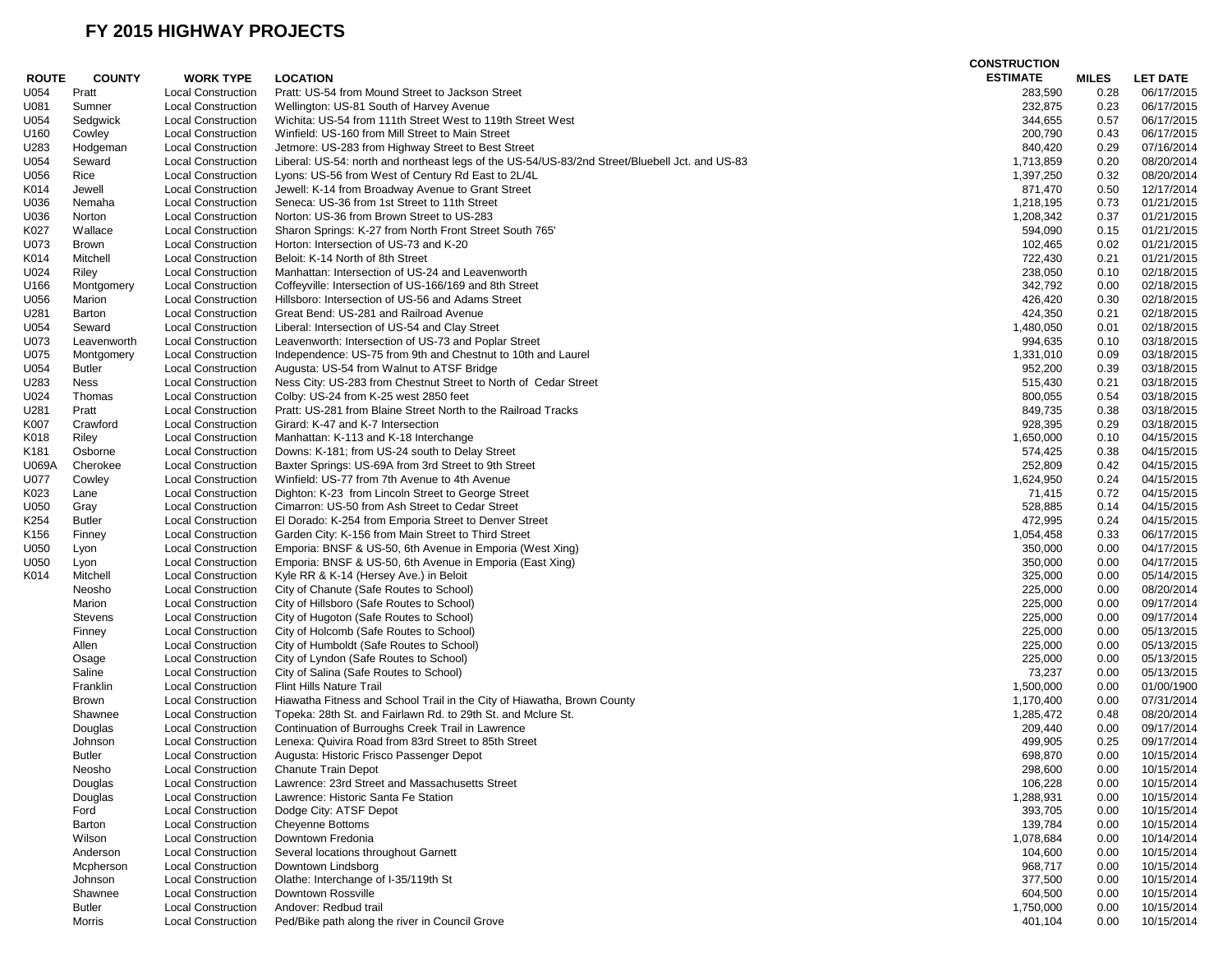# FY 2015 HIGHWAY PROJECTS

| ROUTE | COUNTY | WORK TYPE | LOCATION | CONSTRUCTION ESTIMATE | MILES | LET DATE |
|---|---|---|---|---|---|---|
| U054 | Pratt | Local Construction | Pratt: US-54 from Mound Street to Jackson Street | 283,590 | 0.28 | 06/17/2015 |
| U081 | Sumner | Local Construction | Wellington: US-81 South of Harvey Avenue | 232,875 | 0.23 | 06/17/2015 |
| U054 | Sedgwick | Local Construction | Wichita: US-54 from 111th Street West to 119th Street West | 344,655 | 0.57 | 06/17/2015 |
| U160 | Cowley | Local Construction | Winfield: US-160 from Mill Street to Main Street | 200,790 | 0.43 | 06/17/2015 |
| U283 | Hodgeman | Local Construction | Jetmore: US-283 from Highway Street to Best Street | 840,420 | 0.29 | 07/16/2014 |
| U054 | Seward | Local Construction | Liberal: US-54: north and northeast legs of the US-54/US-83/2nd Street/Bluebell Jct. and US-83 | 1,713,859 | 0.20 | 08/20/2014 |
| U056 | Rice | Local Construction | Lyons: US-56 from West of Century Rd East to 2L/4L | 1,397,250 | 0.32 | 08/20/2014 |
| K014 | Jewell | Local Construction | Jewell: K-14 from Broadway Avenue to Grant Street | 871,470 | 0.50 | 12/17/2014 |
| U036 | Nemaha | Local Construction | Seneca: US-36 from 1st Street to 11th Street | 1,218,195 | 0.73 | 01/21/2015 |
| U036 | Norton | Local Construction | Norton: US-36 from Brown Street to US-283 | 1,208,342 | 0.37 | 01/21/2015 |
| K027 | Wallace | Local Construction | Sharon Springs: K-27 from North Front Street South 765' | 594,090 | 0.15 | 01/21/2015 |
| U073 | Brown | Local Construction | Horton: Intersection of US-73 and K-20 | 102,465 | 0.02 | 01/21/2015 |
| K014 | Mitchell | Local Construction | Beloit: K-14 North of 8th Street | 722,430 | 0.21 | 01/21/2015 |
| U024 | Riley | Local Construction | Manhattan: Intersection of US-24 and Leavenworth | 238,050 | 0.10 | 02/18/2015 |
| U166 | Montgomery | Local Construction | Coffeyville: Intersection of US-166/169 and 8th Street | 342,792 | 0.00 | 02/18/2015 |
| U056 | Marion | Local Construction | Hillsboro: Intersection of US-56 and Adams Street | 426,420 | 0.30 | 02/18/2015 |
| U281 | Barton | Local Construction | Great Bend: US-281 and Railroad Avenue | 424,350 | 0.21 | 02/18/2015 |
| U054 | Seward | Local Construction | Liberal: Intersection of US-54 and Clay Street | 1,480,050 | 0.01 | 02/18/2015 |
| U073 | Leavenworth | Local Construction | Leavenworth: Intersection of US-73 and Poplar Street | 994,635 | 0.10 | 03/18/2015 |
| U075 | Montgomery | Local Construction | Independence: US-75 from 9th and Chestnut to 10th and Laurel | 1,331,010 | 0.09 | 03/18/2015 |
| U054 | Butler | Local Construction | Augusta: US-54 from Walnut to ATSF Bridge | 952,200 | 0.39 | 03/18/2015 |
| U283 | Ness | Local Construction | Ness City: US-283 from Chestnut Street to North of Cedar Street | 515,430 | 0.21 | 03/18/2015 |
| U024 | Thomas | Local Construction | Colby: US-24 from K-25 west 2850 feet | 800,055 | 0.54 | 03/18/2015 |
| U281 | Pratt | Local Construction | Pratt: US-281 from Blaine Street North to the Railroad Tracks | 849,735 | 0.38 | 03/18/2015 |
| K007 | Crawford | Local Construction | Girard: K-47 and K-7 Intersection | 928,395 | 0.29 | 03/18/2015 |
| K018 | Riley | Local Construction | Manhattan: K-113 and K-18 Interchange | 1,650,000 | 0.10 | 04/15/2015 |
| K181 | Osborne | Local Construction | Downs: K-181; from US-24 south to Delay Street | 574,425 | 0.38 | 04/15/2015 |
| U069A | Cherokee | Local Construction | Baxter Springs: US-69A from 3rd Street to 9th Street | 252,809 | 0.42 | 04/15/2015 |
| U077 | Cowley | Local Construction | Winfield: US-77 from 7th Avenue to 4th Avenue | 1,624,950 | 0.24 | 04/15/2015 |
| K023 | Lane | Local Construction | Dighton: K-23 from Lincoln Street to George Street | 71,415 | 0.72 | 04/15/2015 |
| U050 | Gray | Local Construction | Cimarron: US-50 from Ash Street to Cedar Street | 528,885 | 0.14 | 04/15/2015 |
| K254 | Butler | Local Construction | El Dorado: K-254 from Emporia Street to Denver Street | 472,995 | 0.24 | 04/15/2015 |
| K156 | Finney | Local Construction | Garden City: K-156 from Main Street to Third Street | 1,054,458 | 0.33 | 06/17/2015 |
| U050 | Lyon | Local Construction | Emporia: BNSF & US-50, 6th Avenue in Emporia (West Xing) | 350,000 | 0.00 | 04/17/2015 |
| U050 | Lyon | Local Construction | Emporia: BNSF & US-50, 6th Avenue in Emporia (East Xing) | 350,000 | 0.00 | 04/17/2015 |
| K014 | Mitchell | Local Construction | Kyle RR & K-14 (Hersey Ave.) in Beloit | 325,000 | 0.00 | 05/14/2015 |
| | Neosho | Local Construction | City of Chanute (Safe Routes to School) | 225,000 | 0.00 | 08/20/2014 |
| | Marion | Local Construction | City of Hillsboro (Safe Routes to School) | 225,000 | 0.00 | 09/17/2014 |
| | Stevens | Local Construction | City of Hugoton (Safe Routes to School) | 225,000 | 0.00 | 09/17/2014 |
| | Finney | Local Construction | City of Holcomb (Safe Routes to School) | 225,000 | 0.00 | 05/13/2015 |
| | Allen | Local Construction | City of Humboldt (Safe Routes to School) | 225,000 | 0.00 | 05/13/2015 |
| | Osage | Local Construction | City of Lyndon (Safe Routes to School) | 225,000 | 0.00 | 05/13/2015 |
| | Saline | Local Construction | City of Salina (Safe Routes to School) | 73,237 | 0.00 | 05/13/2015 |
| | Franklin | Local Construction | Flint Hills Nature Trail | 1,500,000 | 0.00 | 01/00/1900 |
| | Brown | Local Construction | Hiawatha Fitness and School Trail in the City of Hiawatha, Brown County | 1,170,400 | 0.00 | 07/31/2014 |
| | Shawnee | Local Construction | Topeka: 28th St. and Fairlawn Rd. to 29th St. and Mclure St. | 1,285,472 | 0.48 | 08/20/2014 |
| | Douglas | Local Construction | Continuation of Burroughs Creek Trail in Lawrence | 209,440 | 0.00 | 09/17/2014 |
| | Johnson | Local Construction | Lenexa: Quivira Road from 83rd Street to 85th Street | 499,905 | 0.25 | 09/17/2014 |
| | Butler | Local Construction | Augusta: Historic Frisco Passenger Depot | 698,870 | 0.00 | 10/15/2014 |
| | Neosho | Local Construction | Chanute Train Depot | 298,600 | 0.00 | 10/15/2014 |
| | Douglas | Local Construction | Lawrence: 23rd Street and Massachusetts Street | 106,228 | 0.00 | 10/15/2014 |
| | Douglas | Local Construction | Lawrence: Historic Santa Fe Station | 1,288,931 | 0.00 | 10/15/2014 |
| | Ford | Local Construction | Dodge City: ATSF Depot | 393,705 | 0.00 | 10/15/2014 |
| | Barton | Local Construction | Cheyenne Bottoms | 139,784 | 0.00 | 10/15/2014 |
| | Wilson | Local Construction | Downtown Fredonia | 1,078,684 | 0.00 | 10/14/2014 |
| | Anderson | Local Construction | Several locations throughout Garnett | 104,600 | 0.00 | 10/15/2014 |
| | Mcpherson | Local Construction | Downtown Lindsborg | 968,717 | 0.00 | 10/15/2014 |
| | Johnson | Local Construction | Olathe: Interchange of I-35/119th St | 377,500 | 0.00 | 10/15/2014 |
| | Shawnee | Local Construction | Downtown Rossville | 604,500 | 0.00 | 10/15/2014 |
| | Butler | Local Construction | Andover: Redbud trail | 1,750,000 | 0.00 | 10/15/2014 |
| | Morris | Local Construction | Ped/Bike path along the river in Council Grove | 401,104 | 0.00 | 10/15/2014 |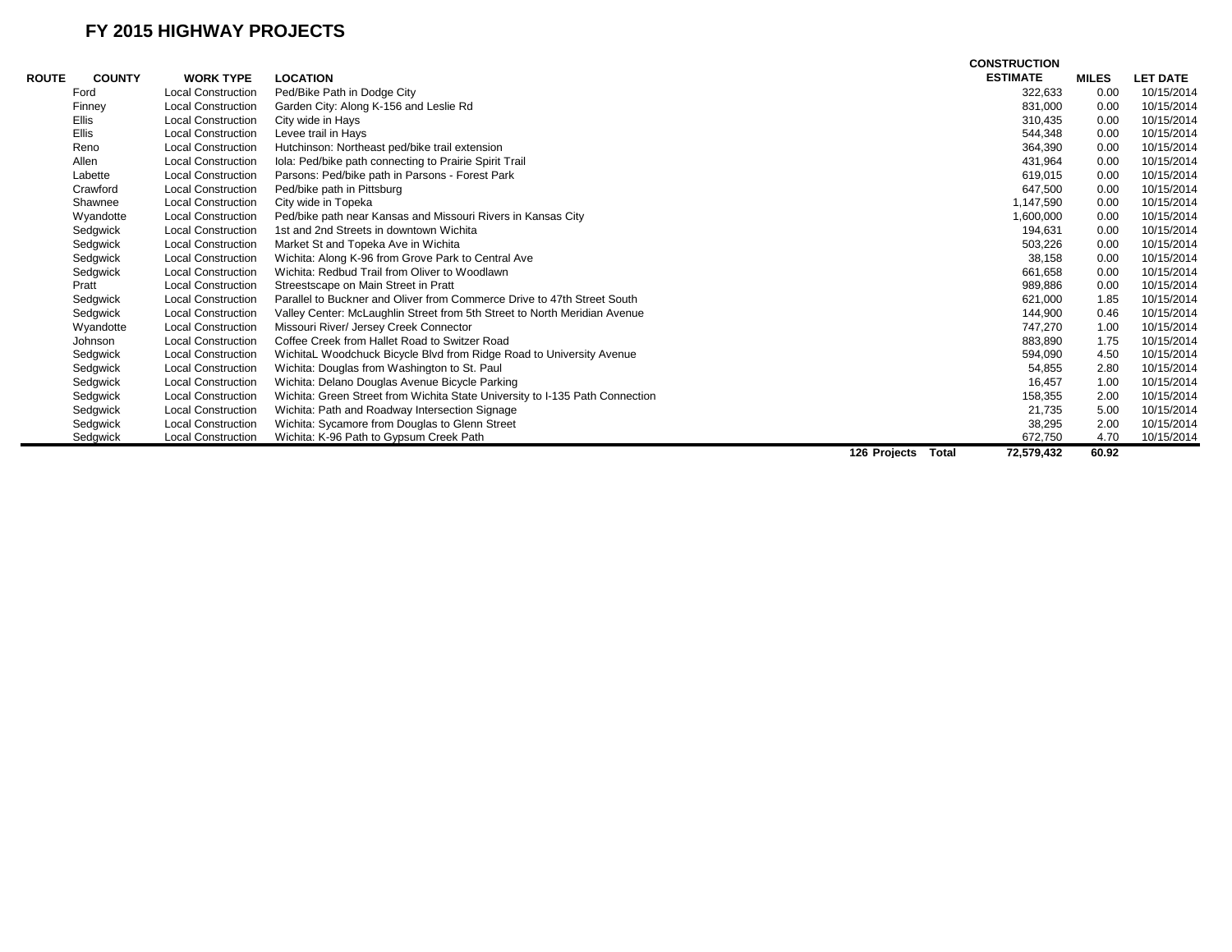# FY 2015 HIGHWAY PROJECTS

| ROUTE | COUNTY | WORK TYPE | LOCATION | CONSTRUCTION ESTIMATE | MILES | LET DATE |
|---|---|---|---|---|---|---|
| | Ford | Local Construction | Ped/Bike Path in Dodge City | 322,633 | 0.00 | 10/15/2014 |
| | Finney | Local Construction | Garden City: Along K-156 and Leslie Rd | 831,000 | 0.00 | 10/15/2014 |
| | Ellis | Local Construction | City wide in Hays | 310,435 | 0.00 | 10/15/2014 |
| | Ellis | Local Construction | Levee trail in Hays | 544,348 | 0.00 | 10/15/2014 |
| | Reno | Local Construction | Hutchinson: Northeast ped/bike trail extension | 364,390 | 0.00 | 10/15/2014 |
| | Allen | Local Construction | Iola: Ped/bike path connecting to Prairie Spirit Trail | 431,964 | 0.00 | 10/15/2014 |
| | Labette | Local Construction | Parsons: Ped/bike path in Parsons - Forest Park | 619,015 | 0.00 | 10/15/2014 |
| | Crawford | Local Construction | Ped/bike path in Pittsburg | 647,500 | 0.00 | 10/15/2014 |
| | Shawnee | Local Construction | City wide in Topeka | 1,147,590 | 0.00 | 10/15/2014 |
| | Wyandotte | Local Construction | Ped/bike path near Kansas and Missouri Rivers in Kansas City | 1,600,000 | 0.00 | 10/15/2014 |
| | Sedgwick | Local Construction | 1st and 2nd Streets in downtown Wichita | 194,631 | 0.00 | 10/15/2014 |
| | Sedgwick | Local Construction | Market St and Topeka Ave in Wichita | 503,226 | 0.00 | 10/15/2014 |
| | Sedgwick | Local Construction | Wichita: Along K-96 from Grove Park to Central Ave | 38,158 | 0.00 | 10/15/2014 |
| | Sedgwick | Local Construction | Wichita: Redbud Trail from Oliver to Woodlawn | 661,658 | 0.00 | 10/15/2014 |
| | Pratt | Local Construction | Streetscape on Main Street in Pratt | 989,886 | 0.00 | 10/15/2014 |
| | Sedgwick | Local Construction | Parallel to Buckner and Oliver from Commerce Drive to 47th Street South | 621,000 | 1.85 | 10/15/2014 |
| | Sedgwick | Local Construction | Valley Center: McLaughlin Street from 5th Street to North Meridian Avenue | 144,900 | 0.46 | 10/15/2014 |
| | Wyandotte | Local Construction | Missouri River/ Jersey Creek Connector | 747,270 | 1.00 | 10/15/2014 |
| | Johnson | Local Construction | Coffee Creek from Hallet Road to Switzer Road | 883,890 | 1.75 | 10/15/2014 |
| | Sedgwick | Local Construction | WichitaL Woodchuck Bicycle Blvd from Ridge Road to University Avenue | 594,090 | 4.50 | 10/15/2014 |
| | Sedgwick | Local Construction | Wichita: Douglas from Washington to St. Paul | 54,855 | 2.80 | 10/15/2014 |
| | Sedgwick | Local Construction | Wichita: Delano Douglas Avenue Bicycle Parking | 16,457 | 1.00 | 10/15/2014 |
| | Sedgwick | Local Construction | Wichita: Green Street from Wichita State University to I-135 Path Connection | 158,355 | 2.00 | 10/15/2014 |
| | Sedgwick | Local Construction | Wichita: Path and Roadway Intersection Signage | 21,735 | 5.00 | 10/15/2014 |
| | Sedgwick | Local Construction | Wichita: Sycamore from Douglas to Glenn Street | 38,295 | 2.00 | 10/15/2014 |
| | Sedgwick | Local Construction | Wichita: K-96 Path to Gypsum Creek Path | 672,750 | 4.70 | 10/15/2014 |
| | | | **126 Projects Total** | **72,579,432** | **60.92** | |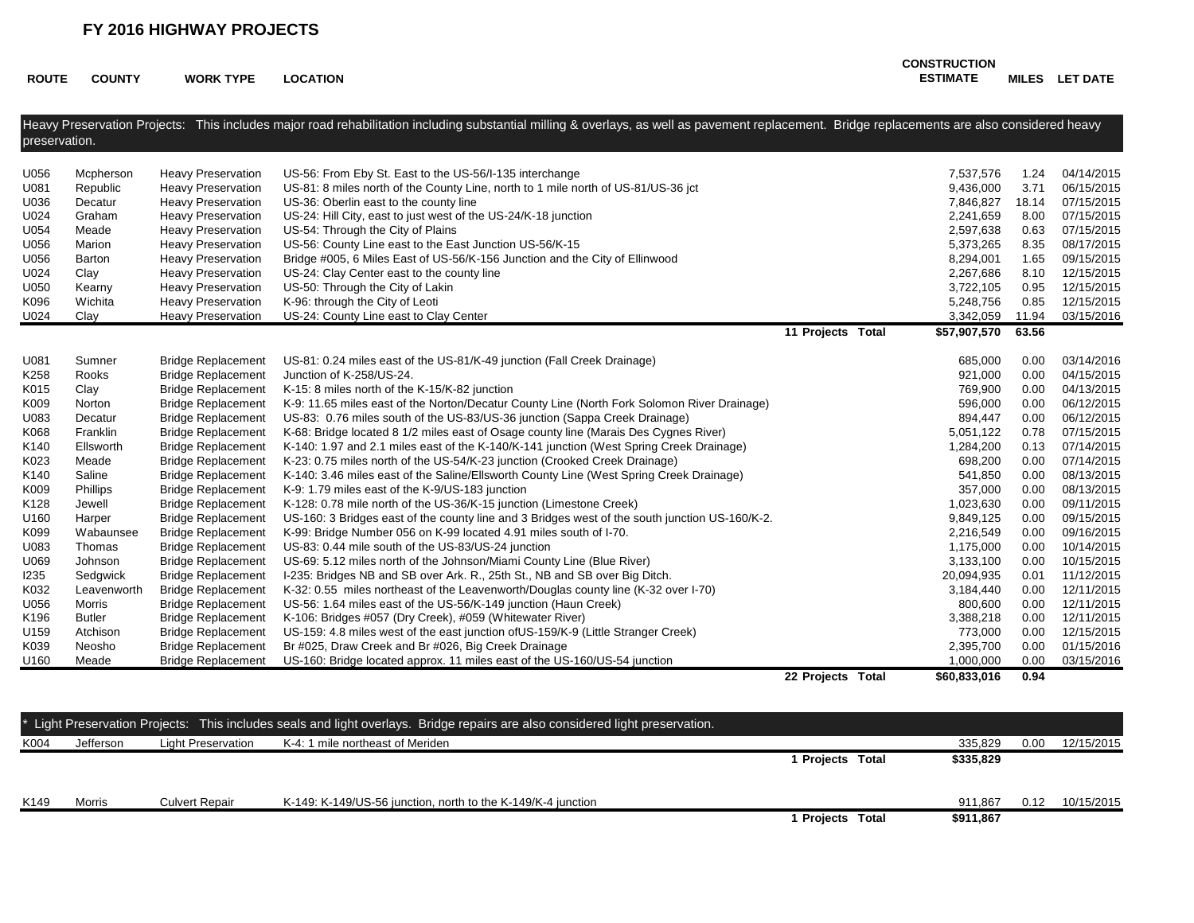# FY 2016 HIGHWAY PROJECTS

| ROUTE | COUNTY | WORK TYPE | LOCATION | | CONSTRUCTION ESTIMATE | MILES | LET DATE |
|---|---|---|---|---|---|---|---|
| Heavy Preservation Projects: This includes major road rehabilitation including substantial milling & overlays, as well as pavement replacement. Bridge replacements are also considered heavy preservation. | | | | | | | |
| U056 | Mcpherson | Heavy Preservation | US-56: From Eby St. East to the US-56/I-135 interchange | | 7,537,576 | 1.24 | 04/14/2015 |
| U081 | Republic | Heavy Preservation | US-81: 8 miles north of the County Line, north to 1 mile north of US-81/US-36 jct | | 9,436,000 | 3.71 | 06/15/2015 |
| U036 | Decatur | Heavy Preservation | US-36: Oberlin east to the county line | | 7,846,827 | 18.14 | 07/15/2015 |
| U024 | Graham | Heavy Preservation | US-24: Hill City, east to just west of the US-24/K-18 junction | | 2,241,659 | 8.00 | 07/15/2015 |
| U054 | Meade | Heavy Preservation | US-54: Through the City of Plains | | 2,597,638 | 0.63 | 07/15/2015 |
| U056 | Marion | Heavy Preservation | US-56: County Line east to the East Junction US-56/K-15 | | 5,373,265 | 8.35 | 08/17/2015 |
| U056 | Barton | Heavy Preservation | Bridge #005, 6 Miles East of US-56/K-156 Junction and the City of Ellinwood | | 8,294,001 | 1.65 | 09/15/2015 |
| U024 | Clay | Heavy Preservation | US-24: Clay Center east to the county line | | 2,267,686 | 8.10 | 12/15/2015 |
| U050 | Kearny | Heavy Preservation | US-50: Through the City of Lakin | | 3,722,105 | 0.95 | 12/15/2015 |
| K096 | Wichita | Heavy Preservation | K-96: through the City of Leoti | | 5,248,756 | 0.85 | 12/15/2015 |
| U024 | Clay | Heavy Preservation | US-24: County Line east to Clay Center | | 3,342,059 | 11.94 | 03/15/2016 |
| | | | | **11 Projects Total** | **$57,907,570** | **63.56** | |
| U081 | Sumner | Bridge Replacement | US-81: 0.24 miles east of the US-81/K-49 junction (Fall Creek Drainage) | | 685,000 | 0.00 | 03/14/2016 |
| K258 | Rooks | Bridge Replacement | Junction of K-258/US-24. | | 921,000 | 0.00 | 04/15/2015 |
| K015 | Clay | Bridge Replacement | K-15: 8 miles north of the K-15/K-82 junction | | 769,900 | 0.00 | 04/13/2015 |
| K009 | Norton | Bridge Replacement | K-9: 11.65 miles east of the Norton/Decatur County Line (North Fork Solomon River Drainage) | | 596,000 | 0.00 | 06/12/2015 |
| U083 | Decatur | Bridge Replacement | US-83: 0.76 miles south of the US-83/US-36 junction (Sappa Creek Drainage) | | 894,447 | 0.00 | 06/12/2015 |
| K068 | Franklin | Bridge Replacement | K-68: Bridge located 8 1/2 miles east of Osage county line (Marais Des Cygnes River) | | 5,051,122 | 0.78 | 07/15/2015 |
| K140 | Ellsworth | Bridge Replacement | K-140: 1.97 and 2.1 miles east of the K-140/K-141 junction (West Spring Creek Drainage) | | 1,284,200 | 0.13 | 07/14/2015 |
| K023 | Meade | Bridge Replacement | K-23: 0.75 miles north of the US-54/K-23 junction (Crooked Creek Drainage) | | 698,200 | 0.00 | 07/14/2015 |
| K140 | Saline | Bridge Replacement | K-140: 3.46 miles east of the Saline/Ellsworth County Line (West Spring Creek Drainage) | | 541,850 | 0.00 | 08/13/2015 |
| K009 | Phillips | Bridge Replacement | K-9: 1.79 miles east of the K-9/US-183 junction | | 357,000 | 0.00 | 08/13/2015 |
| K128 | Jewell | Bridge Replacement | K-128: 0.78 mile north of the US-36/K-15 junction (Limestone Creek) | | 1,023,630 | 0.00 | 09/11/2015 |
| U160 | Harper | Bridge Replacement | US-160: 3 Bridges east of the county line and 3 Bridges west of the south junction US-160/K-2. | | 9,849,125 | 0.00 | 09/15/2015 |
| K099 | Wabaunsee | Bridge Replacement | K-99: Bridge Number 056 on K-99 located 4.91 miles south of I-70. | | 2,216,549 | 0.00 | 09/16/2015 |
| U083 | Thomas | Bridge Replacement | US-83: 0.44 mile south of the US-83/US-24 junction | | 1,175,000 | 0.00 | 10/14/2015 |
| U069 | Johnson | Bridge Replacement | US-69: 5.12 miles north of the Johnson/Miami County Line (Blue River) | | 3,133,100 | 0.00 | 10/15/2015 |
| I235 | Sedgwick | Bridge Replacement | I-235: Bridges NB and SB over Ark. R., 25th St., NB and SB over Big Ditch. | | 20,094,935 | 0.01 | 11/12/2015 |
| K032 | Leavenworth | Bridge Replacement | K-32: 0.55 miles northeast of the Leavenworth/Douglas county line (K-32 over I-70) | | 3,184,440 | 0.00 | 12/11/2015 |
| U056 | Morris | Bridge Replacement | US-56: 1.64 miles east of the US-56/K-149 junction (Haun Creek) | | 800,600 | 0.00 | 12/11/2015 |
| K196 | Butler | Bridge Replacement | K-106: Bridges #057 (Dry Creek), #059 (Whitewater River) | | 3,388,218 | 0.00 | 12/11/2015 |
| U159 | Atchison | Bridge Replacement | US-159: 4.8 miles west of the east junction ofUS-159/K-9 (Little Stranger Creek) | | 773,000 | 0.00 | 12/15/2015 |
| K039 | Neosho | Bridge Replacement | Br #025, Draw Creek and Br #026, Big Creek Drainage | | 2,395,700 | 0.00 | 01/15/2016 |
| U160 | Meade | Bridge Replacement | US-160: Bridge located approx. 11 miles east of the US-160/US-54 junction | | 1,000,000 | 0.00 | 03/15/2016 |
| | | | | **22 Projects Total** | **$60,833,016** | **0.94** | |
| * Light Preservation Projects: This includes seals and light overlays. Bridge repairs are also considered light preservation. | | | | | | | |
| K004 | Jefferson | Light Preservation | K-4: 1 mile northeast of Meriden | | 335,829 | 0.00 | 12/15/2015 |
| | | | | **1 Projects Total** | **$335,829** | | |
| K149 | Morris | Culvert Repair | K-149: K-149/US-56 junction, north to the K-149/K-4 junction | | 911,867 | 0.12 | 10/15/2015 |
| | | | | **1 Projects Total** | **$911,867** | | |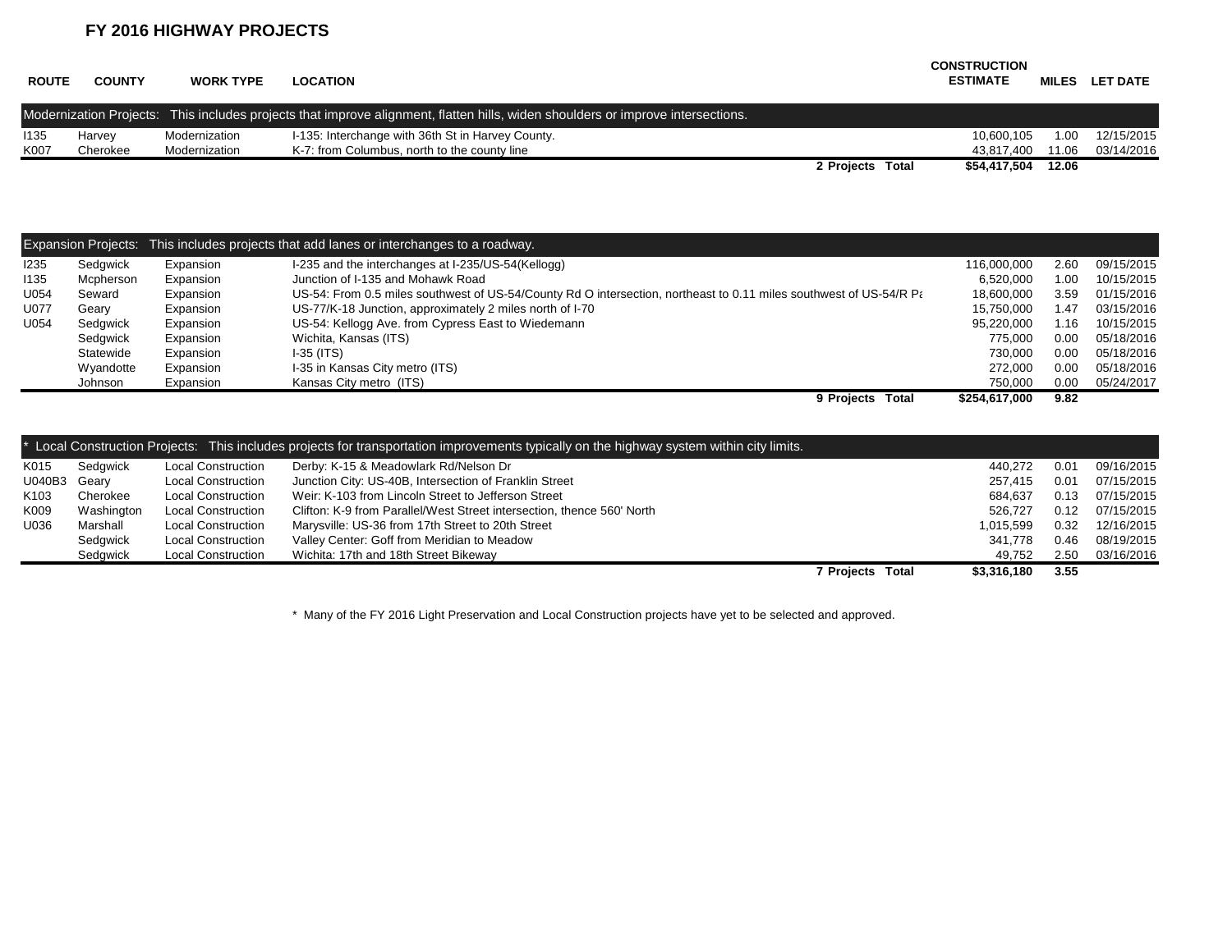# FY 2016 HIGHWAY PROJECTS

| ROUTE | COUNTY | WORK TYPE | LOCATION | CONSTRUCTION ESTIMATE | MILES | LET DATE |
|---|---|---|---|---|---|---|
| Modernization Projects: This includes projects that improve alignment, flatten hills, widen shoulders or improve intersections. | | | | | | |
| I135 | Harvey | Modernization | I-135: Interchange with 36th St in Harvey County. | 10,600,105 | 1.00 | 12/15/2015 |
| K007 | Cherokee | Modernization | K-7: from Columbus, north to the county line | 43,817,400 | 11.06 | 03/14/2016 |
| | | | **2 Projects Total** | **$54,417,504** | **12.06** | |
| Expansion Projects: This includes projects that add lanes or interchanges to a roadway. | | | | | | |
| I235 | Sedgwick | Expansion | I-235 and the interchanges at I-235/US-54(Kellogg) | 116,000,000 | 2.60 | 09/15/2015 |
| I135 | Mcpherson | Expansion | Junction of I-135 and Mohawk Road | 6,520,000 | 1.00 | 10/15/2015 |
| U054 | Seward | Expansion | US-54: From 0.5 miles southwest of US-54/County Rd O intersection, northeast to 0.11 miles southwest of US-54/R Pa | 18,600,000 | 3.59 | 01/15/2016 |
| U077 | Geary | Expansion | US-77/K-18 Junction, approximately 2 miles north of I-70 | 15,750,000 | 1.47 | 03/15/2016 |
| U054 | Sedgwick | Expansion | US-54: Kellogg Ave. from Cypress East to Wiedemann | 95,220,000 | 1.16 | 10/15/2015 |
| | Sedgwick | Expansion | Wichita, Kansas (ITS) | 775,000 | 0.00 | 05/18/2016 |
| | Statewide | Expansion | I-35 (ITS) | 730,000 | 0.00 | 05/18/2016 |
| | Wyandotte | Expansion | I-35 in Kansas City metro (ITS) | 272,000 | 0.00 | 05/18/2016 |
| | Johnson | Expansion | Kansas City metro (ITS) | 750,000 | 0.00 | 05/24/2017 |
| | | | **9 Projects Total** | **$254,617,000** | **9.82** | |
| * Local Construction Projects: This includes projects for transportation improvements typically on the highway system within city limits. | | | | | | |
| K015 | Sedgwick | Local Construction | Derby: K-15 & Meadowlark Rd/Nelson Dr | 440,272 | 0.01 | 09/16/2015 |
| U040B3 | Geary | Local Construction | Junction City: US-40B, Intersection of Franklin Street | 257,415 | 0.01 | 07/15/2015 |
| K103 | Cherokee | Local Construction | Weir: K-103 from Lincoln Street to Jefferson Street | 684,637 | 0.13 | 07/15/2015 |
| K009 | Washington | Local Construction | Clifton: K-9 from Parallel/West Street intersection, thence 560' North | 526,727 | 0.12 | 07/15/2015 |
| U036 | Marshall | Local Construction | Marysville: US-36 from 17th Street to 20th Street | 1,015,599 | 0.32 | 12/16/2015 |
| | Sedgwick | Local Construction | Valley Center: Goff from Meridian to Meadow | 341,778 | 0.46 | 08/19/2015 |
| | Sedgwick | Local Construction | Wichita: 17th and 18th Street Bikeway | 49,752 | 2.50 | 03/16/2016 |
| | | | **7 Projects Total** | **$3,316,180** | **3.55** | |

\* Many of the FY 2016 Light Preservation and Local Construction projects have yet to be selected and approved.